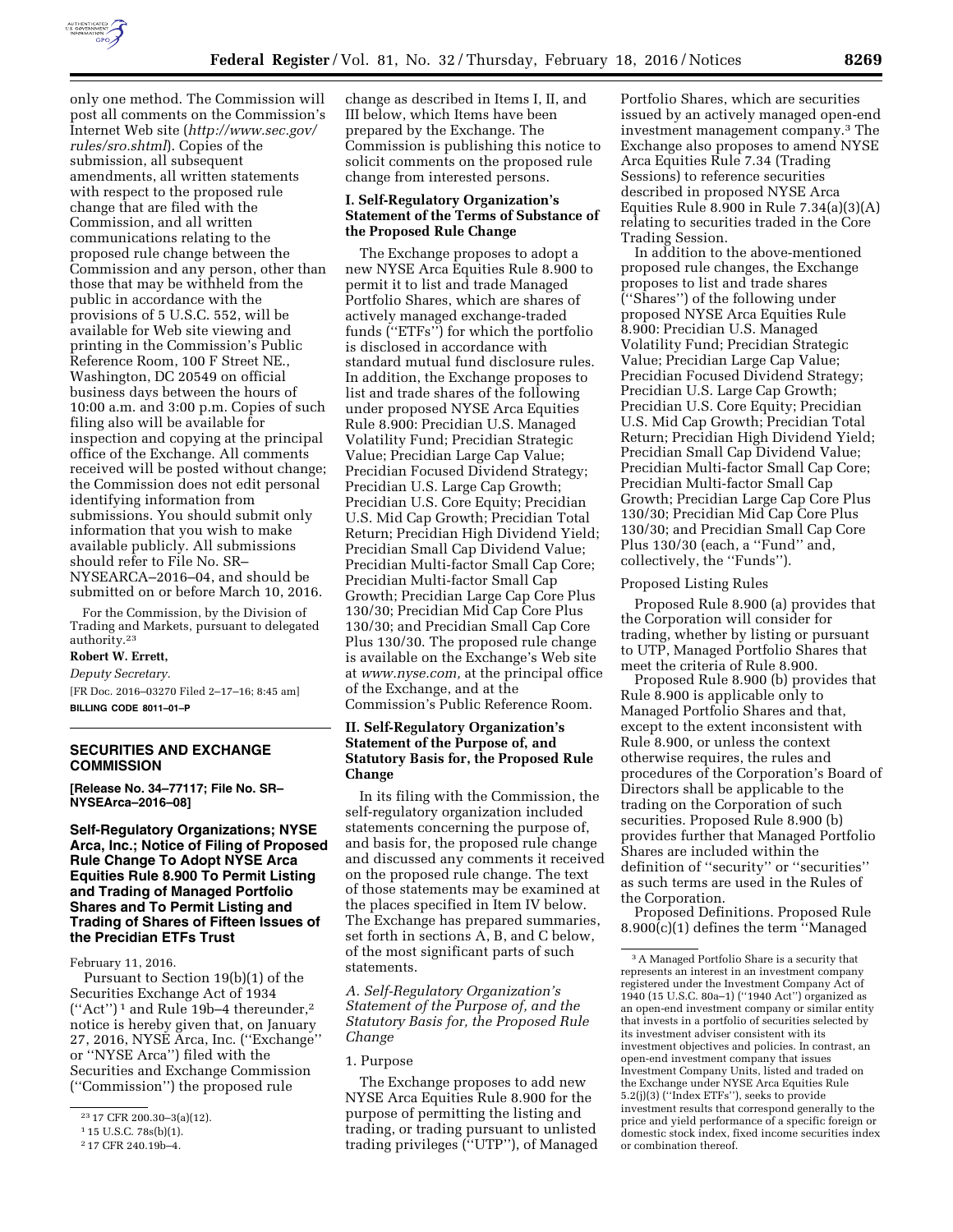only one method. The Commission will post all comments on the Commission's Internet Web site (*http://www.sec.gov/rules/sro.shtml*). Copies of the submission, all subsequent amendments, all written statements with respect to the proposed rule change that are filed with the Commission, and all written communications relating to the proposed rule change between the Commission and any person, other than those that may be withheld from the public in accordance with the provisions of 5 U.S.C. 552, will be available for Web site viewing and printing in the Commission's Public Reference Room, 100 F Street NE., Washington, DC 20549 on official business days between the hours of 10:00 a.m. and 3:00 p.m. Copies of such filing also will be available for inspection and copying at the principal office of the Exchange. All comments received will be posted without change; the Commission does not edit personal identifying information from submissions. You should submit only information that you wish to make available publicly. All submissions should refer to File No. SR–NYSEARCA–2016–04, and should be submitted on or before March 10, 2016.

For the Commission, by the Division of Trading and Markets, pursuant to delegated authority.[23]

**Robert W. Errett,**

*Deputy Secretary.*

[FR Doc. 2016–03270 Filed 2–17–16; 8:45 am]

**BILLING CODE 8011–01–P**

---

## SECURITIES AND EXCHANGE COMMISSION

**[Release No. 34–77117; File No. SR–NYSEArca–2016–08]**

## Self-Regulatory Organizations; NYSE Arca, Inc.; Notice of Filing of Proposed Rule Change To Adopt NYSE Arca Equities Rule 8.900 To Permit Listing and Trading of Managed Portfolio Shares and To Permit Listing and Trading of Shares of Fifteen Issues of the Precidian ETFs Trust

February 11, 2016.

Pursuant to Section 19(b)(1) of the Securities Exchange Act of 1934 (''Act'')[1] and Rule 19b–4 thereunder,[2] notice is hereby given that, on January 27, 2016, NYSE Arca, Inc. (''Exchange'' or ''NYSE Arca'') filed with the Securities and Exchange Commission (''Commission'') the proposed rule change as described in Items I, II, and III below, which Items have been prepared by the Exchange. The Commission is publishing this notice to solicit comments on the proposed rule change from interested persons.

### I. Self-Regulatory Organization's Statement of the Terms of Substance of the Proposed Rule Change

The Exchange proposes to adopt a new NYSE Arca Equities Rule 8.900 to permit it to list and trade Managed Portfolio Shares, which are shares of actively managed exchange-traded funds (''ETFs'') for which the portfolio is disclosed in accordance with standard mutual fund disclosure rules. In addition, the Exchange proposes to list and trade shares of the following under proposed NYSE Arca Equities Rule 8.900: Precidian U.S. Managed Volatility Fund; Precidian Strategic Value; Precidian Large Cap Value; Precidian Focused Dividend Strategy; Precidian U.S. Large Cap Growth; Precidian U.S. Core Equity; Precidian U.S. Mid Cap Growth; Precidian Total Return; Precidian High Dividend Yield; Precidian Small Cap Dividend Value; Precidian Multi-factor Small Cap Core; Precidian Multi-factor Small Cap Growth; Precidian Large Cap Core Plus 130/30; Precidian Mid Cap Core Plus 130/30; and Precidian Small Cap Core Plus 130/30. The proposed rule change is available on the Exchange's Web site at *www.nyse.com,* at the principal office of the Exchange, and at the Commission's Public Reference Room.

### II. Self-Regulatory Organization's Statement of the Purpose of, and Statutory Basis for, the Proposed Rule Change

In its filing with the Commission, the self-regulatory organization included statements concerning the purpose of, and basis for, the proposed rule change and discussed any comments it received on the proposed rule change. The text of those statements may be examined at the places specified in Item IV below. The Exchange has prepared summaries, set forth in sections A, B, and C below, of the most significant parts of such statements.

*A. Self-Regulatory Organization's Statement of the Purpose of, and the Statutory Basis for, the Proposed Rule Change*

1. Purpose

The Exchange proposes to add new NYSE Arca Equities Rule 8.900 for the purpose of permitting the listing and trading, or trading pursuant to unlisted trading privileges (''UTP''), of Managed Portfolio Shares, which are securities issued by an actively managed open-end investment management company.[3] The Exchange also proposes to amend NYSE Arca Equities Rule 7.34 (Trading Sessions) to reference securities described in proposed NYSE Arca Equities Rule 8.900 in Rule 7.34(a)(3)(A) relating to securities traded in the Core Trading Session.

In addition to the above-mentioned proposed rule changes, the Exchange proposes to list and trade shares (''Shares'') of the following under proposed NYSE Arca Equities Rule 8.900: Precidian U.S. Managed Volatility Fund; Precidian Strategic Value; Precidian Large Cap Value; Precidian Focused Dividend Strategy; Precidian U.S. Large Cap Growth; Precidian U.S. Core Equity; Precidian U.S. Mid Cap Growth; Precidian Total Return; Precidian High Dividend Yield; Precidian Small Cap Dividend Value; Precidian Multi-factor Small Cap Core; Precidian Multi-factor Small Cap Growth; Precidian Large Cap Core Plus 130/30; Precidian Mid Cap Core Plus 130/30; and Precidian Small Cap Core Plus 130/30 (each, a ''Fund'' and, collectively, the ''Funds'').

Proposed Listing Rules

Proposed Rule 8.900 (a) provides that the Corporation will consider for trading, whether by listing or pursuant to UTP, Managed Portfolio Shares that meet the criteria of Rule 8.900.

Proposed Rule 8.900 (b) provides that Rule 8.900 is applicable only to Managed Portfolio Shares and that, except to the extent inconsistent with Rule 8.900, or unless the context otherwise requires, the rules and procedures of the Corporation's Board of Directors shall be applicable to the trading on the Corporation of such securities. Proposed Rule 8.900 (b) provides further that Managed Portfolio Shares are included within the definition of ''security'' or ''securities'' as such terms are used in the Rules of the Corporation.

Proposed Definitions. Proposed Rule 8.900(c)(1) defines the term ''Managed

---

[23] 17 CFR 200.30–3(a)(12).

[1] 15 U.S.C. 78s(b)(1).

[2] 17 CFR 240.19b–4.

[3] A Managed Portfolio Share is a security that represents an interest in an investment company registered under the Investment Company Act of 1940 (15 U.S.C. 80a–1) (''1940 Act'') organized as an open-end investment company or similar entity that invests in a portfolio of securities selected by its investment adviser consistent with its investment objectives and policies. In contrast, an open-end investment company that issues Investment Company Units, listed and traded on the Exchange under NYSE Arca Equities Rule 5.2(j)(3) (''Index ETFs''), seeks to provide investment results that correspond generally to the price and yield performance of a specific foreign or domestic stock index, fixed income securities index or combination thereof.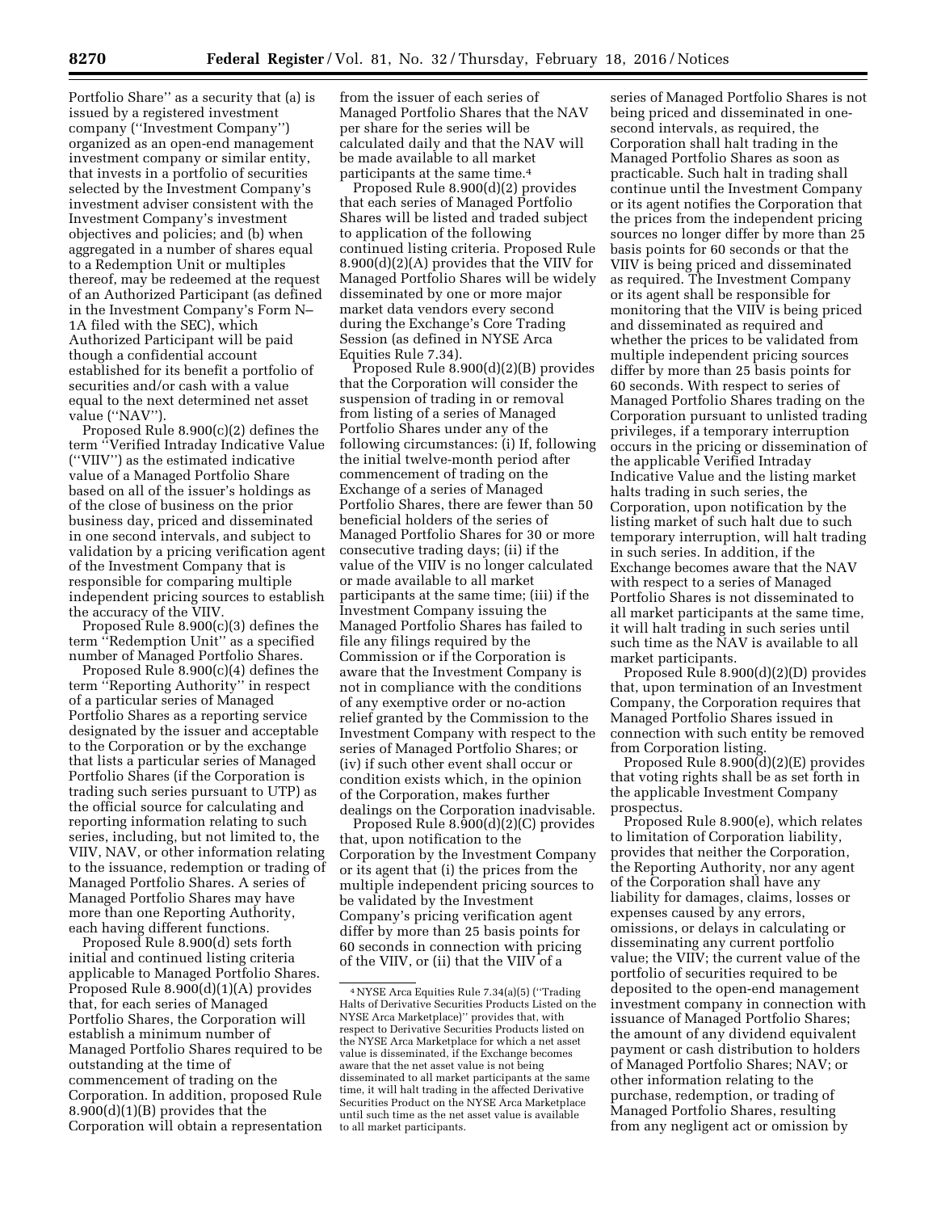Portfolio Share'' as a security that (a) is issued by a registered investment company (''Investment Company'') organized as an open-end management investment company or similar entity, that invests in a portfolio of securities selected by the Investment Company's investment adviser consistent with the Investment Company's investment objectives and policies; and (b) when aggregated in a number of shares equal to a Redemption Unit or multiples thereof, may be redeemed at the request of an Authorized Participant (as defined in the Investment Company's Form N–1A filed with the SEC), which Authorized Participant will be paid though a confidential account established for its benefit a portfolio of securities and/or cash with a value equal to the next determined net asset value (''NAV'').

Proposed Rule 8.900(c)(2) defines the term ''Verified Intraday Indicative Value (''VIIV'') as the estimated indicative value of a Managed Portfolio Share based on all of the issuer's holdings as of the close of business on the prior business day, priced and disseminated in one second intervals, and subject to validation by a pricing verification agent of the Investment Company that is responsible for comparing multiple independent pricing sources to establish the accuracy of the VIIV.

Proposed Rule 8.900(c)(3) defines the term ''Redemption Unit'' as a specified number of Managed Portfolio Shares.

Proposed Rule 8.900(c)(4) defines the term ''Reporting Authority'' in respect of a particular series of Managed Portfolio Shares as a reporting service designated by the issuer and acceptable to the Corporation or by the exchange that lists a particular series of Managed Portfolio Shares (if the Corporation is trading such series pursuant to UTP) as the official source for calculating and reporting information relating to such series, including, but not limited to, the VIIV, NAV, or other information relating to the issuance, redemption or trading of Managed Portfolio Shares. A series of Managed Portfolio Shares may have more than one Reporting Authority, each having different functions.

Proposed Rule 8.900(d) sets forth initial and continued listing criteria applicable to Managed Portfolio Shares. Proposed Rule 8.900(d)(1)(A) provides that, for each series of Managed Portfolio Shares, the Corporation will establish a minimum number of Managed Portfolio Shares required to be outstanding at the time of commencement of trading on the Corporation. In addition, proposed Rule 8.900(d)(1)(B) provides that the Corporation will obtain a representation from the issuer of each series of Managed Portfolio Shares that the NAV per share for the series will be calculated daily and that the NAV will be made available to all market participants at the same time.[4]

Proposed Rule 8.900(d)(2) provides that each series of Managed Portfolio Shares will be listed and traded subject to application of the following continued listing criteria. Proposed Rule 8.900(d)(2)(A) provides that the VIIV for Managed Portfolio Shares will be widely disseminated by one or more major market data vendors every second during the Exchange's Core Trading Session (as defined in NYSE Arca Equities Rule 7.34).

Proposed Rule 8.900(d)(2)(B) provides that the Corporation will consider the suspension of trading in or removal from listing of a series of Managed Portfolio Shares under any of the following circumstances: (i) If, following the initial twelve-month period after commencement of trading on the Exchange of a series of Managed Portfolio Shares, there are fewer than 50 beneficial holders of the series of Managed Portfolio Shares for 30 or more consecutive trading days; (ii) if the value of the VIIV is no longer calculated or made available to all market participants at the same time; (iii) if the Investment Company issuing the Managed Portfolio Shares has failed to file any filings required by the Commission or if the Corporation is aware that the Investment Company is not in compliance with the conditions of any exemptive order or no-action relief granted by the Commission to the Investment Company with respect to the series of Managed Portfolio Shares; or (iv) if such other event shall occur or condition exists which, in the opinion of the Corporation, makes further dealings on the Corporation inadvisable.

Proposed Rule 8.900(d)(2)(C) provides that, upon notification to the Corporation by the Investment Company or its agent that (i) the prices from the multiple independent pricing sources to be validated by the Investment Company's pricing verification agent differ by more than 25 basis points for 60 seconds in connection with pricing of the VIIV, or (ii) that the VIIV of a series of Managed Portfolio Shares is not being priced and disseminated in one-second intervals, as required, the Corporation shall halt trading in the Managed Portfolio Shares as soon as practicable. Such halt in trading shall continue until the Investment Company or its agent notifies the Corporation that the prices from the independent pricing sources no longer differ by more than 25 basis points for 60 seconds or that the VIIV is being priced and disseminated as required. The Investment Company or its agent shall be responsible for monitoring that the VIIV is being priced and disseminated as required and whether the prices to be validated from multiple independent pricing sources differ by more than 25 basis points for 60 seconds. With respect to series of Managed Portfolio Shares trading on the Corporation pursuant to unlisted trading privileges, if a temporary interruption occurs in the pricing or dissemination of the applicable Verified Intraday Indicative Value and the listing market halts trading in such series, the Corporation, upon notification by the listing market of such halt due to such temporary interruption, will halt trading in such series. In addition, if the Exchange becomes aware that the NAV with respect to a series of Managed Portfolio Shares is not disseminated to all market participants at the same time, it will halt trading in such series until such time as the NAV is available to all market participants.

Proposed Rule 8.900(d)(2)(D) provides that, upon termination of an Investment Company, the Corporation requires that Managed Portfolio Shares issued in connection with such entity be removed from Corporation listing.

Proposed Rule 8.900(d)(2)(E) provides that voting rights shall be as set forth in the applicable Investment Company prospectus.

Proposed Rule 8.900(e), which relates to limitation of Corporation liability, provides that neither the Corporation, the Reporting Authority, nor any agent of the Corporation shall have any liability for damages, claims, losses or expenses caused by any errors, omissions, or delays in calculating or disseminating any current portfolio value; the VIIV; the current value of the portfolio of securities required to be deposited to the open-end management investment company in connection with issuance of Managed Portfolio Shares; the amount of any dividend equivalent payment or cash distribution to holders of Managed Portfolio Shares; NAV; or other information relating to the purchase, redemption, or trading of Managed Portfolio Shares, resulting from any negligent act or omission by

[4] NYSE Arca Equities Rule 7.34(a)(5) (''Trading Halts of Derivative Securities Products Listed on the NYSE Arca Marketplace)'' provides that, with respect to Derivative Securities Products listed on the NYSE Arca Marketplace for which a net asset value is disseminated, if the Exchange becomes aware that the net asset value is not being disseminated to all market participants at the same time, it will halt trading in the affected Derivative Securities Product on the NYSE Arca Marketplace until such time as the net asset value is available to all market participants.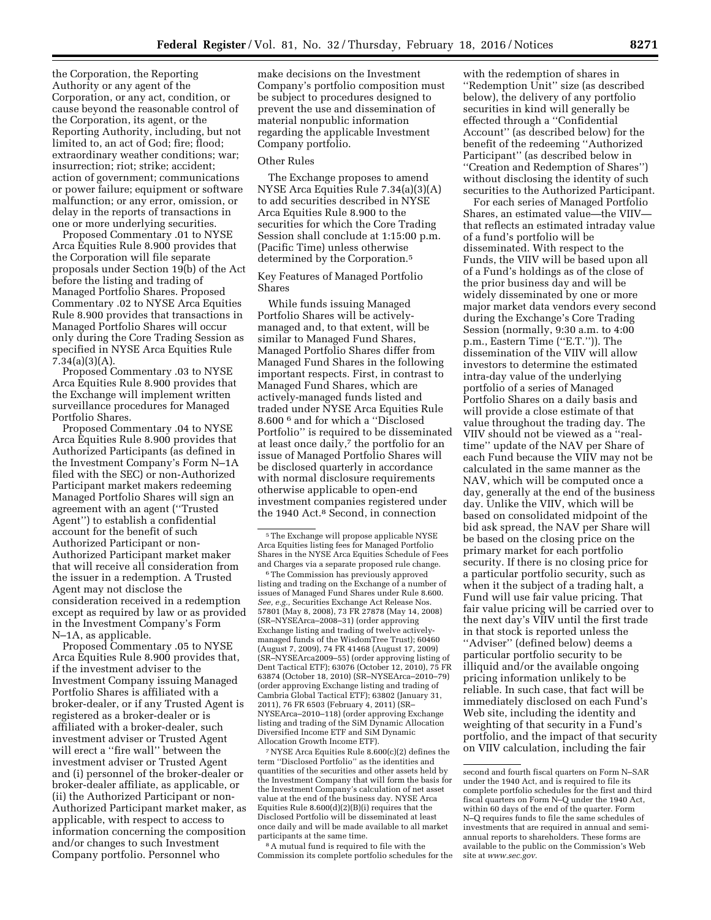the Corporation, the Reporting Authority or any agent of the Corporation, or any act, condition, or cause beyond the reasonable control of the Corporation, its agent, or the Reporting Authority, including, but not limited to, an act of God; fire; flood; extraordinary weather conditions; war; insurrection; riot; strike; accident; action of government; communications or power failure; equipment or software malfunction; or any error, omission, or delay in the reports of transactions in one or more underlying securities.

Proposed Commentary .01 to NYSE Arca Equities Rule 8.900 provides that the Corporation will file separate proposals under Section 19(b) of the Act before the listing and trading of Managed Portfolio Shares. Proposed Commentary .02 to NYSE Arca Equities Rule 8.900 provides that transactions in Managed Portfolio Shares will occur only during the Core Trading Session as specified in NYSE Arca Equities Rule 7.34(a)(3)(A).

Proposed Commentary .03 to NYSE Arca Equities Rule 8.900 provides that the Exchange will implement written surveillance procedures for Managed Portfolio Shares.

Proposed Commentary .04 to NYSE Arca Equities Rule 8.900 provides that Authorized Participants (as defined in the Investment Company's Form N–1A filed with the SEC) or non-Authorized Participant market makers redeeming Managed Portfolio Shares will sign an agreement with an agent (''Trusted Agent'') to establish a confidential account for the benefit of such Authorized Participant or non-Authorized Participant market maker that will receive all consideration from the issuer in a redemption. A Trusted Agent may not disclose the consideration received in a redemption except as required by law or as provided in the Investment Company's Form N–1A, as applicable.

Proposed Commentary .05 to NYSE Arca Equities Rule 8.900 provides that, if the investment adviser to the Investment Company issuing Managed Portfolio Shares is affiliated with a broker-dealer, or if any Trusted Agent is registered as a broker-dealer or is affiliated with a broker-dealer, such investment adviser or Trusted Agent will erect a ''fire wall'' between the investment adviser or Trusted Agent and (i) personnel of the broker-dealer or broker-dealer affiliate, as applicable, or (ii) the Authorized Participant or non-Authorized Participant market maker, as applicable, with respect to access to information concerning the composition and/or changes to such Investment Company portfolio. Personnel who make decisions on the Investment Company's portfolio composition must be subject to procedures designed to prevent the use and dissemination of material nonpublic information regarding the applicable Investment Company portfolio.

Other Rules

The Exchange proposes to amend NYSE Arca Equities Rule 7.34(a)(3)(A) to add securities described in NYSE Arca Equities Rule 8.900 to the securities for which the Core Trading Session shall conclude at 1:15:00 p.m. (Pacific Time) unless otherwise determined by the Corporation.[5]

Key Features of Managed Portfolio Shares

While funds issuing Managed Portfolio Shares will be actively-managed and, to that extent, will be similar to Managed Fund Shares, Managed Portfolio Shares differ from Managed Fund Shares in the following important respects. First, in contrast to Managed Fund Shares, which are actively-managed funds listed and traded under NYSE Arca Equities Rule 8.600 [6] and for which a ''Disclosed Portfolio'' is required to be disseminated at least once daily,[7] the portfolio for an issue of Managed Portfolio Shares will be disclosed quarterly in accordance with normal disclosure requirements otherwise applicable to open-end investment companies registered under the 1940 Act.[8] Second, in connection with the redemption of shares in ''Redemption Unit'' size (as described below), the delivery of any portfolio securities in kind will generally be effected through a ''Confidential Account'' (as described below) for the benefit of the redeeming ''Authorized Participant'' (as described below in ''Creation and Redemption of Shares'') without disclosing the identity of such securities to the Authorized Participant.

For each series of Managed Portfolio Shares, an estimated value—the VIIV—that reflects an estimated intraday value of a fund's portfolio will be disseminated. With respect to the Funds, the VIIV will be based upon all of a Fund's holdings as of the close of the prior business day and will be widely disseminated by one or more major market data vendors every second during the Exchange's Core Trading Session (normally, 9:30 a.m. to 4:00 p.m., Eastern Time (''E.T.'')). The dissemination of the VIIV will allow investors to determine the estimated intra-day value of the underlying portfolio of a series of Managed Portfolio Shares on a daily basis and will provide a close estimate of that value throughout the trading day. The VIIV should not be viewed as a ''real-time'' update of the NAV per Share of each Fund because the VIIV may not be calculated in the same manner as the NAV, which will be computed once a day, generally at the end of the business day. Unlike the VIIV, which will be based on consolidated midpoint of the bid ask spread, the NAV per Share will be based on the closing price on the primary market for each portfolio security. If there is no closing price for a particular portfolio security, such as when it the subject of a trading halt, a Fund will use fair value pricing. That fair value pricing will be carried over to the next day's VIIV until the first trade in that stock is reported unless the ''Adviser'' (defined below) deems a particular portfolio security to be illiquid and/or the available ongoing pricing information unlikely to be reliable. In such case, that fact will be immediately disclosed on each Fund's Web site, including the identity and weighting of that security in a Fund's portfolio, and the impact of that security on VIIV calculation, including the fair

---

[5] The Exchange will propose applicable NYSE Arca Equities listing fees for Managed Portfolio Shares in the NYSE Arca Equities Schedule of Fees and Charges via a separate proposed rule change.

[6] The Commission has previously approved listing and trading on the Exchange of a number of issues of Managed Fund Shares under Rule 8.600. *See, e.g.,* Securities Exchange Act Release Nos. 57801 (May 8, 2008), 73 FR 27878 (May 14, 2008) (SR–NYSEArca–2008–31) (order approving Exchange listing and trading of twelve actively-managed funds of the WisdomTree Trust); 60460 (August 7, 2009), 74 FR 41468 (August 17, 2009) (SR–NYSEArca2009–55) (order approving listing of Dent Tactical ETF); 63076 (October 12, 2010), 75 FR 63874 (October 18, 2010) (SR–NYSEArca–2010–79) (order approving Exchange listing and trading of Cambria Global Tactical ETF); 63802 (January 31, 2011), 76 FR 6503 (February 4, 2011) (SR–NYSEArca–2010–118) (order approving Exchange listing and trading of the SiM Dynamic Allocation Diversified Income ETF and SiM Dynamic Allocation Growth Income ETF).

[7] NYSE Arca Equities Rule 8.600(c)(2) defines the term ''Disclosed Portfolio'' as the identities and quantities of the securities and other assets held by the Investment Company that will form the basis for the Investment Company's calculation of net asset value at the end of the business day. NYSE Arca Equities Rule 8.600(d)(2)(B)(i) requires that the Disclosed Portfolio will be disseminated at least once daily and will be made available to all market participants at the same time.

[8] A mutual fund is required to file with the Commission its complete portfolio schedules for the second and fourth fiscal quarters on Form N–SAR under the 1940 Act, and is required to file its complete portfolio schedules for the first and third fiscal quarters on Form N–Q under the 1940 Act, within 60 days of the end of the quarter. Form N–Q requires funds to file the same schedules of investments that are required in annual and semi-annual reports to shareholders. These forms are available to the public on the Commission's Web site at *www.sec.gov*.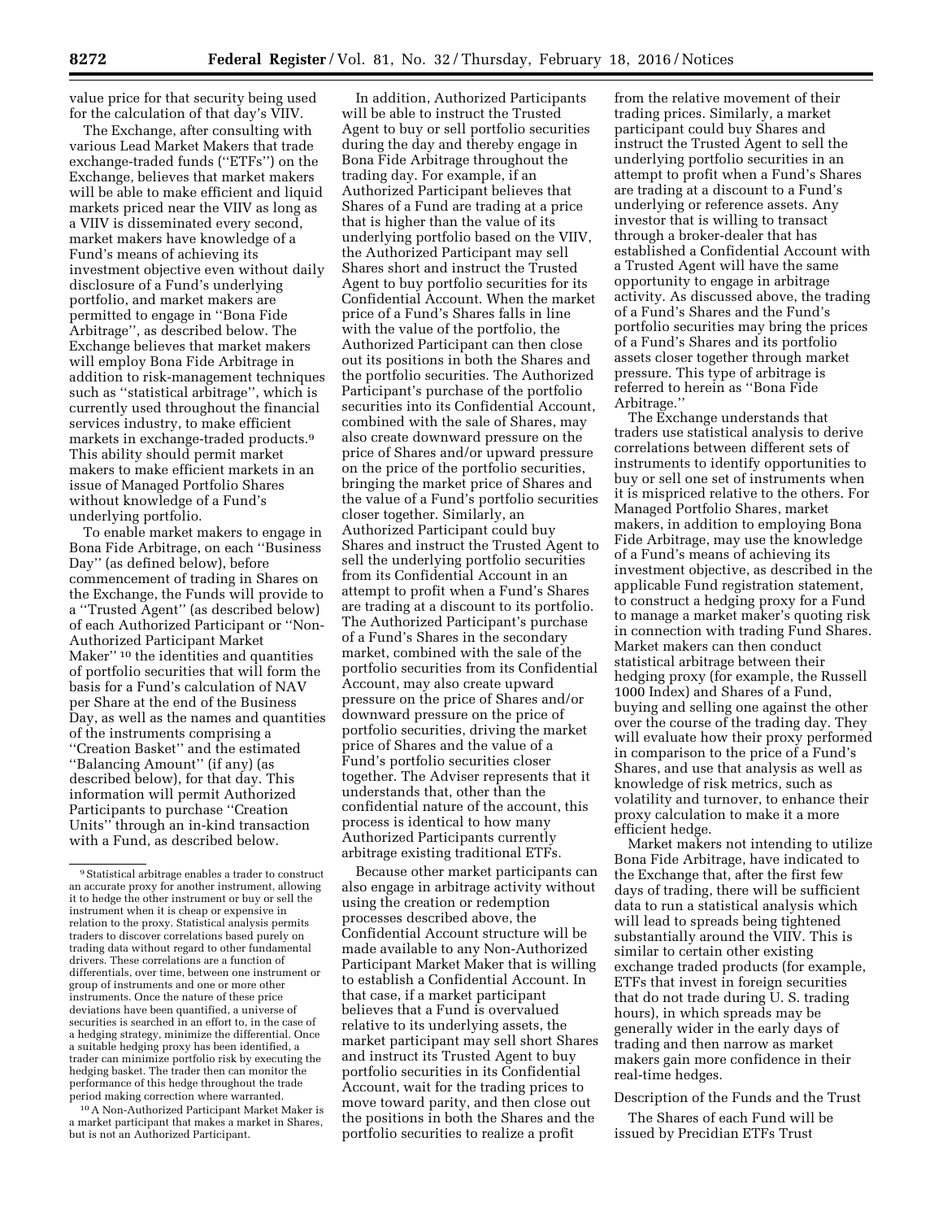value price for that security being used for the calculation of that day's VIIV.

The Exchange, after consulting with various Lead Market Makers that trade exchange-traded funds ("ETFs") on the Exchange, believes that market makers will be able to make efficient and liquid markets priced near the VIIV as long as a VIIV is disseminated every second, market makers have knowledge of a Fund's means of achieving its investment objective even without daily disclosure of a Fund's underlying portfolio, and market makers are permitted to engage in "Bona Fide Arbitrage", as described below. The Exchange believes that market makers will employ Bona Fide Arbitrage in addition to risk-management techniques such as "statistical arbitrage", which is currently used throughout the financial services industry, to make efficient markets in exchange-traded products.[9] This ability should permit market makers to make efficient markets in an issue of Managed Portfolio Shares without knowledge of a Fund's underlying portfolio.

To enable market makers to engage in Bona Fide Arbitrage, on each "Business Day" (as defined below), before commencement of trading in Shares on the Exchange, the Funds will provide to a "Trusted Agent" (as described below) of each Authorized Participant or "Non-Authorized Participant Market Maker"[10] the identities and quantities of portfolio securities that will form the basis for a Fund's calculation of NAV per Share at the end of the Business Day, as well as the names and quantities of the instruments comprising a "Creation Basket" and the estimated "Balancing Amount" (if any) (as described below), for that day. This information will permit Authorized Participants to purchase "Creation Units" through an in-kind transaction with a Fund, as described below.

In addition, Authorized Participants will be able to instruct the Trusted Agent to buy or sell portfolio securities during the day and thereby engage in Bona Fide Arbitrage throughout the trading day. For example, if an Authorized Participant believes that Shares of a Fund are trading at a price that is higher than the value of its underlying portfolio based on the VIIV, the Authorized Participant may sell Shares short and instruct the Trusted Agent to buy portfolio securities for its Confidential Account. When the market price of a Fund's Shares falls in line with the value of the portfolio, the Authorized Participant can then close out its positions in both the Shares and the portfolio securities. The Authorized Participant's purchase of the portfolio securities into its Confidential Account, combined with the sale of Shares, may also create downward pressure on the price of Shares and/or upward pressure on the price of the portfolio securities, bringing the market price of Shares and the value of a Fund's portfolio securities closer together. Similarly, an Authorized Participant could buy Shares and instruct the Trusted Agent to sell the underlying portfolio securities from its Confidential Account in an attempt to profit when a Fund's Shares are trading at a discount to its portfolio. The Authorized Participant's purchase of a Fund's Shares in the secondary market, combined with the sale of the portfolio securities from its Confidential Account, may also create upward pressure on the price of Shares and/or downward pressure on the price of portfolio securities, driving the market price of Shares and the value of a Fund's portfolio securities closer together. The Adviser represents that it understands that, other than the confidential nature of the account, this process is identical to how many Authorized Participants currently arbitrage existing traditional ETFs.

Because other market participants can also engage in arbitrage activity without using the creation or redemption processes described above, the Confidential Account structure will be made available to any Non-Authorized Participant Market Maker that is willing to establish a Confidential Account. In that case, if a market participant believes that a Fund is overvalued relative to its underlying assets, the market participant may sell short Shares and instruct its Trusted Agent to buy portfolio securities in its Confidential Account, wait for the trading prices to move toward parity, and then close out the positions in both the Shares and the portfolio securities to realize a profit from the relative movement of their trading prices. Similarly, a market participant could buy Shares and instruct the Trusted Agent to sell the underlying portfolio securities in an attempt to profit when a Fund's Shares are trading at a discount to a Fund's underlying or reference assets. Any investor that is willing to transact through a broker-dealer that has established a Confidential Account with a Trusted Agent will have the same opportunity to engage in arbitrage activity. As discussed above, the trading of a Fund's Shares and the Fund's portfolio securities may bring the prices of a Fund's Shares and its portfolio assets closer together through market pressure. This type of arbitrage is referred to herein as "Bona Fide Arbitrage."

The Exchange understands that traders use statistical analysis to derive correlations between different sets of instruments to identify opportunities to buy or sell one set of instruments when it is mispriced relative to the others. For Managed Portfolio Shares, market makers, in addition to employing Bona Fide Arbitrage, may use the knowledge of a Fund's means of achieving its investment objective, as described in the applicable Fund registration statement, to construct a hedging proxy for a Fund to manage a market maker's quoting risk in connection with trading Fund Shares. Market makers can then conduct statistical arbitrage between their hedging proxy (for example, the Russell 1000 Index) and Shares of a Fund, buying and selling one against the other over the course of the trading day. They will evaluate how their proxy performed in comparison to the price of a Fund's Shares, and use that analysis as well as knowledge of risk metrics, such as volatility and turnover, to enhance their proxy calculation to make it a more efficient hedge.

Market makers not intending to utilize Bona Fide Arbitrage, have indicated to the Exchange that, after the first few days of trading, there will be sufficient data to run a statistical analysis which will lead to spreads being tightened substantially around the VIIV. This is similar to certain other existing exchange traded products (for example, ETFs that invest in foreign securities that do not trade during U. S. trading hours), in which spreads may be generally wider in the early days of trading and then narrow as market makers gain more confidence in their real-time hedges.

### Description of the Funds and the Trust

The Shares of each Fund will be issued by Precidian ETFs Trust

---

[9] Statistical arbitrage enables a trader to construct an accurate proxy for another instrument, allowing it to hedge the other instrument or buy or sell the instrument when it is cheap or expensive in relation to the proxy. Statistical analysis permits traders to discover correlations based purely on trading data without regard to other fundamental drivers. These correlations are a function of differentials, over time, between one instrument or group of instruments and one or more other instruments. Once the nature of these price deviations have been quantified, a universe of securities is searched in an effort to, in the case of a hedging strategy, minimize the differential. Once a suitable hedging proxy has been identified, a trader can minimize portfolio risk by executing the hedging basket. The trader then can monitor the performance of this hedge throughout the trade period making correction where warranted.

[10] A Non-Authorized Participant Market Maker is a market participant that makes a market in Shares, but is not an Authorized Participant.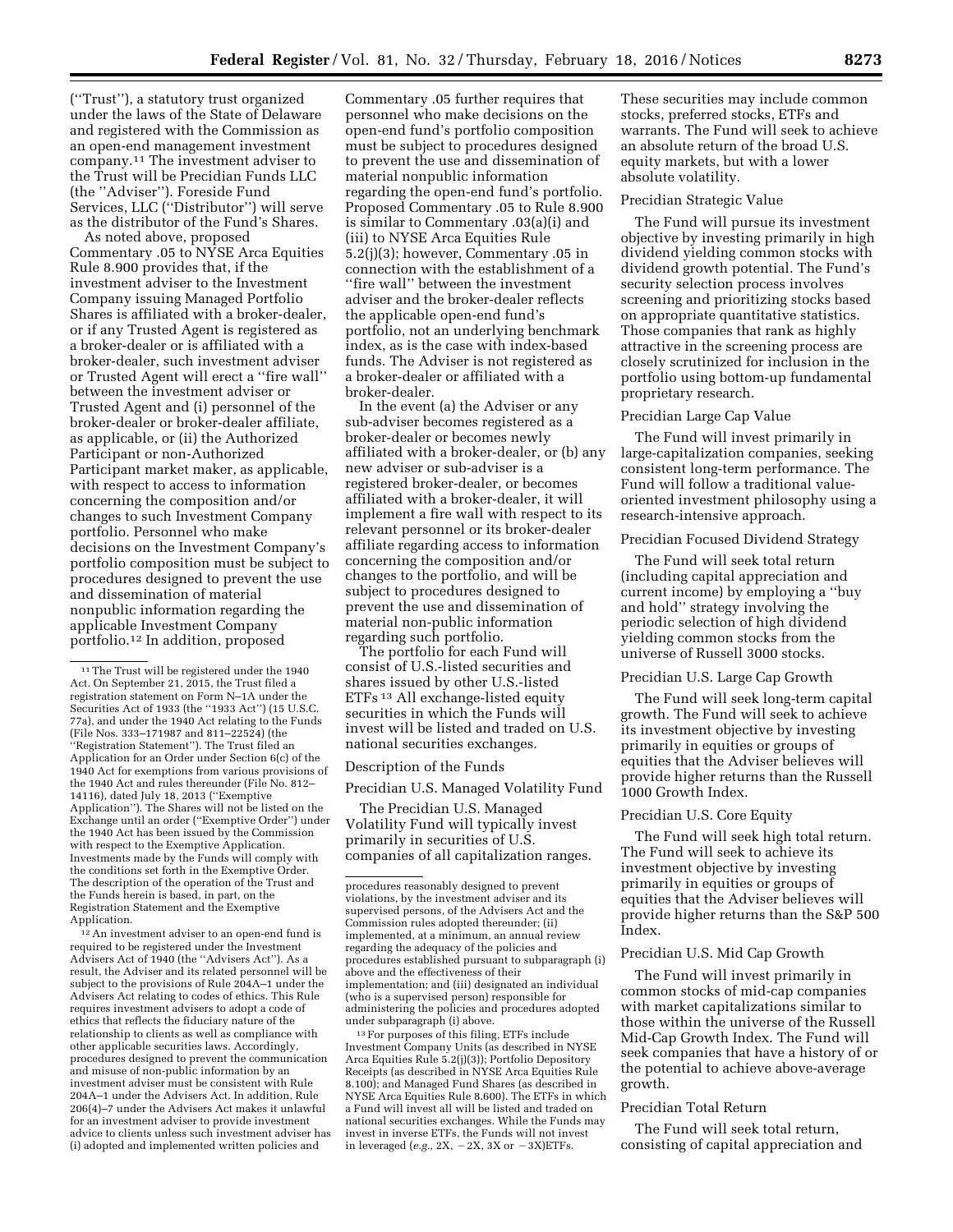(''Trust''), a statutory trust organized under the laws of the State of Delaware and registered with the Commission as an open-end management investment company.[11] The investment adviser to the Trust will be Precidian Funds LLC (the ''Adviser''). Foreside Fund Services, LLC (''Distributor'') will serve as the distributor of the Fund's Shares.

As noted above, proposed Commentary .05 to NYSE Arca Equities Rule 8.900 provides that, if the investment adviser to the Investment Company issuing Managed Portfolio Shares is affiliated with a broker-dealer, or if any Trusted Agent is registered as a broker-dealer or is affiliated with a broker-dealer, such investment adviser or Trusted Agent will erect a ''fire wall'' between the investment adviser or Trusted Agent and (i) personnel of the broker-dealer or broker-dealer affiliate, as applicable, or (ii) the Authorized Participant or non-Authorized Participant market maker, as applicable, with respect to access to information concerning the composition and/or changes to such Investment Company portfolio. Personnel who make decisions on the Investment Company's portfolio composition must be subject to procedures designed to prevent the use and dissemination of material nonpublic information regarding the applicable Investment Company portfolio.[12] In addition, proposed Commentary .05 further requires that personnel who make decisions on the open-end fund's portfolio composition must be subject to procedures designed to prevent the use and dissemination of material nonpublic information regarding the open-end fund's portfolio. Proposed Commentary .05 to Rule 8.900 is similar to Commentary .03(a)(i) and (iii) to NYSE Arca Equities Rule 5.2(j)(3); however, Commentary .05 in connection with the establishment of a ''fire wall'' between the investment adviser and the broker-dealer reflects the applicable open-end fund's portfolio, not an underlying benchmark index, as is the case with index-based funds. The Adviser is not registered as a broker-dealer or affiliated with a broker-dealer.

In the event (a) the Adviser or any sub-adviser becomes registered as a broker-dealer or becomes newly affiliated with a broker-dealer, or (b) any new adviser or sub-adviser is a registered broker-dealer, or becomes affiliated with a broker-dealer, it will implement a fire wall with respect to its relevant personnel or its broker-dealer affiliate regarding access to information concerning the composition and/or changes to the portfolio, and will be subject to procedures designed to prevent the use and dissemination of material non-public information regarding such portfolio.

The portfolio for each Fund will consist of U.S.-listed securities and shares issued by other U.S.-listed ETFs [13] All exchange-listed equity securities in which the Funds will invest will be listed and traded on U.S. national securities exchanges.

Description of the Funds

Precidian U.S. Managed Volatility Fund

The Precidian U.S. Managed Volatility Fund will typically invest primarily in securities of U.S. companies of all capitalization ranges. These securities may include common stocks, preferred stocks, ETFs and warrants. The Fund will seek to achieve an absolute return of the broad U.S. equity markets, but with a lower absolute volatility.

Precidian Strategic Value

The Fund will pursue its investment objective by investing primarily in high dividend yielding common stocks with dividend growth potential. The Fund's security selection process involves screening and prioritizing stocks based on appropriate quantitative statistics. Those companies that rank as highly attractive in the screening process are closely scrutinized for inclusion in the portfolio using bottom-up fundamental proprietary research.

Precidian Large Cap Value

The Fund will invest primarily in large-capitalization companies, seeking consistent long-term performance. The Fund will follow a traditional value-oriented investment philosophy using a research-intensive approach.

Precidian Focused Dividend Strategy

The Fund will seek total return (including capital appreciation and current income) by employing a ''buy and hold'' strategy involving the periodic selection of high dividend yielding common stocks from the universe of Russell 3000 stocks.

Precidian U.S. Large Cap Growth

The Fund will seek long-term capital growth. The Fund will seek to achieve its investment objective by investing primarily in equities or groups of equities that the Adviser believes will provide higher returns than the Russell 1000 Growth Index.

Precidian U.S. Core Equity

The Fund will seek high total return. The Fund will seek to achieve its investment objective by investing primarily in equities or groups of equities that the Adviser believes will provide higher returns than the S&P 500 Index.

Precidian U.S. Mid Cap Growth

The Fund will invest primarily in common stocks of mid-cap companies with market capitalizations similar to those within the universe of the Russell Mid-Cap Growth Index. The Fund will seek companies that have a history of or the potential to achieve above-average growth.

Precidian Total Return

The Fund will seek total return, consisting of capital appreciation and

---

[11] The Trust will be registered under the 1940 Act. On September 21, 2015, the Trust filed a registration statement on Form N–1A under the Securities Act of 1933 (the ''1933 Act'') (15 U.S.C. 77a), and under the 1940 Act relating to the Funds (File Nos. 333–171987 and 811–22524) (the ''Registration Statement''). The Trust filed an Application for an Order under Section 6(c) of the 1940 Act for exemptions from various provisions of the 1940 Act and rules thereunder (File No. 812–14116), dated July 18, 2013 (''Exemptive Application''). The Shares will not be listed on the Exchange until an order (''Exemptive Order'') under the 1940 Act has been issued by the Commission with respect to the Exemptive Application. Investments made by the Funds will comply with the conditions set forth in the Exemptive Order. The description of the operation of the Trust and the Funds herein is based, in part, on the Registration Statement and the Exemptive Application.

[12] An investment adviser to an open-end fund is required to be registered under the Investment Advisers Act of 1940 (the ''Advisers Act''). As a result, the Adviser and its related personnel will be subject to the provisions of Rule 204A–1 under the Advisers Act relating to codes of ethics. This Rule requires investment advisers to adopt a code of ethics that reflects the fiduciary nature of the relationship to clients as well as compliance with other applicable securities laws. Accordingly, procedures designed to prevent the communication and misuse of non-public information by an investment adviser must be consistent with Rule 204A–1 under the Advisers Act. In addition, Rule 206(4)–7 under the Advisers Act makes it unlawful for an investment adviser to provide investment advice to clients unless such investment adviser has (i) adopted and implemented written policies and procedures reasonably designed to prevent violations, by the investment adviser and its supervised persons, of the Advisers Act and the Commission rules adopted thereunder; (ii) implemented, at a minimum, an annual review regarding the adequacy of the policies and procedures established pursuant to subparagraph (i) above and the effectiveness of their implementation; and (iii) designated an individual (who is a supervised person) responsible for administering the policies and procedures adopted under subparagraph (i) above.

[13] For purposes of this filing, ETFs include Investment Company Units (as described in NYSE Arca Equities Rule 5.2(j)(3)); Portfolio Depository Receipts (as described in NYSE Arca Equities Rule 8.100); and Managed Fund Shares (as described in NYSE Arca Equities Rule 8.600). The ETFs in which a Fund will invest all will be listed and traded on national securities exchanges. While the Funds may invest in inverse ETFs, the Funds will not invest in leveraged (*e.g.,* 2X, −2X, 3X or −3X)ETFs.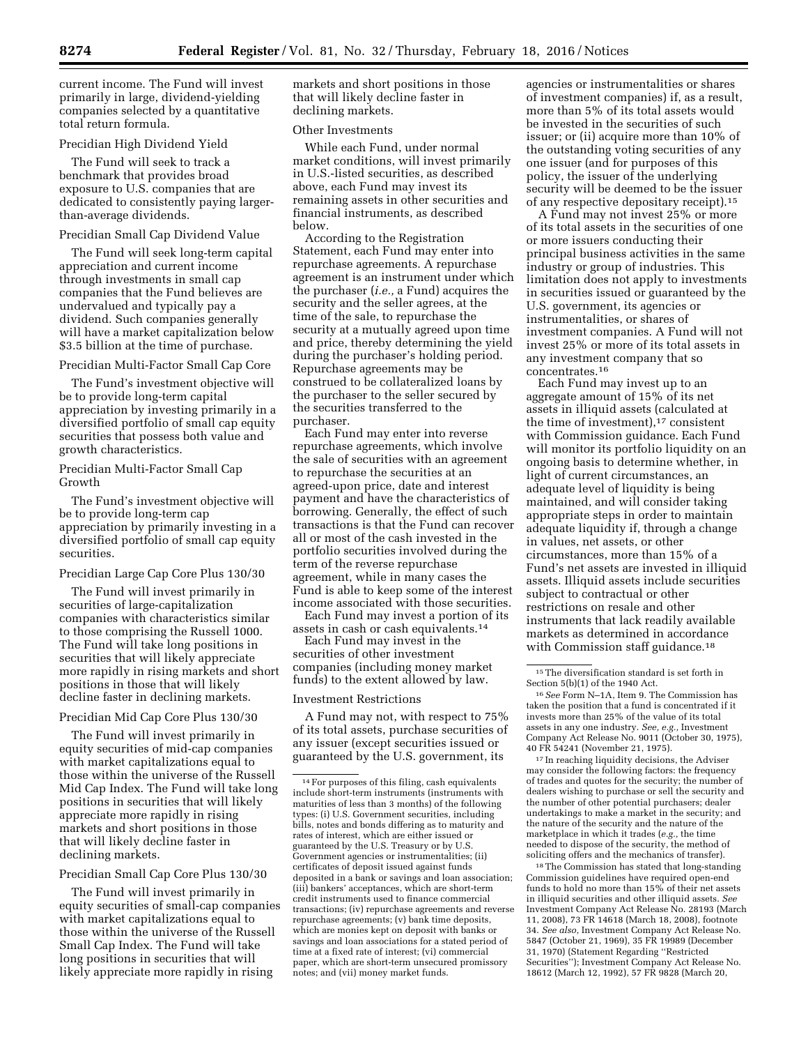current income. The Fund will invest primarily in large, dividend-yielding companies selected by a quantitative total return formula.

Precidian High Dividend Yield

The Fund will seek to track a benchmark that provides broad exposure to U.S. companies that are dedicated to consistently paying larger-than-average dividends.

Precidian Small Cap Dividend Value

The Fund will seek long-term capital appreciation and current income through investments in small cap companies that the Fund believes are undervalued and typically pay a dividend. Such companies generally will have a market capitalization below $3.5 billion at the time of purchase.

Precidian Multi-Factor Small Cap Core

The Fund's investment objective will be to provide long-term capital appreciation by investing primarily in a diversified portfolio of small cap equity securities that possess both value and growth characteristics.

Precidian Multi-Factor Small Cap Growth

The Fund's investment objective will be to provide long-term cap appreciation by primarily investing in a diversified portfolio of small cap equity securities.

Precidian Large Cap Core Plus 130/30

The Fund will invest primarily in securities of large-capitalization companies with characteristics similar to those comprising the Russell 1000. The Fund will take long positions in securities that will likely appreciate more rapidly in rising markets and short positions in those that will likely decline faster in declining markets.

Precidian Mid Cap Core Plus 130/30

The Fund will invest primarily in equity securities of mid-cap companies with market capitalizations equal to those within the universe of the Russell Mid Cap Index. The Fund will take long positions in securities that will likely appreciate more rapidly in rising markets and short positions in those that will likely decline faster in declining markets.

Precidian Small Cap Core Plus 130/30

The Fund will invest primarily in equity securities of small-cap companies with market capitalizations equal to those within the universe of the Russell Small Cap Index. The Fund will take long positions in securities that will likely appreciate more rapidly in rising markets and short positions in those that will likely decline faster in declining markets.

Other Investments

While each Fund, under normal market conditions, will invest primarily in U.S.-listed securities, as described above, each Fund may invest its remaining assets in other securities and financial instruments, as described below.

According to the Registration Statement, each Fund may enter into repurchase agreements. A repurchase agreement is an instrument under which the purchaser (*i.e.,* a Fund) acquires the security and the seller agrees, at the time of the sale, to repurchase the security at a mutually agreed upon time and price, thereby determining the yield during the purchaser's holding period. Repurchase agreements may be construed to be collateralized loans by the purchaser to the seller secured by the securities transferred to the purchaser.

Each Fund may enter into reverse repurchase agreements, which involve the sale of securities with an agreement to repurchase the securities at an agreed-upon price, date and interest payment and have the characteristics of borrowing. Generally, the effect of such transactions is that the Fund can recover all or most of the cash invested in the portfolio securities involved during the term of the reverse repurchase agreement, while in many cases the Fund is able to keep some of the interest income associated with those securities.

Each Fund may invest a portion of its assets in cash or cash equivalents.[14]

Each Fund may invest in the securities of other investment companies (including money market funds) to the extent allowed by law.

Investment Restrictions

A Fund may not, with respect to 75% of its total assets, purchase securities of any issuer (except securities issued or guaranteed by the U.S. government, its agencies or instrumentalities or shares of investment companies) if, as a result, more than 5% of its total assets would be invested in the securities of such issuer; or (ii) acquire more than 10% of the outstanding voting securities of any one issuer (and for purposes of this policy, the issuer of the underlying security will be deemed to be the issuer of any respective depositary receipt).[15]

A Fund may not invest 25% or more of its total assets in the securities of one or more issuers conducting their principal business activities in the same industry or group of industries. This limitation does not apply to investments in securities issued or guaranteed by the U.S. government, its agencies or instrumentalities, or shares of investment companies. A Fund will not invest 25% or more of its total assets in any investment company that so concentrates.[16]

Each Fund may invest up to an aggregate amount of 15% of its net assets in illiquid assets (calculated at the time of investment),[17] consistent with Commission guidance. Each Fund will monitor its portfolio liquidity on an ongoing basis to determine whether, in light of current circumstances, an adequate level of liquidity is being maintained, and will consider taking appropriate steps in order to maintain adequate liquidity if, through a change in values, net assets, or other circumstances, more than 15% of a Fund's net assets are invested in illiquid assets. Illiquid assets include securities subject to contractual or other restrictions on resale and other instruments that lack readily available markets as determined in accordance with Commission staff guidance.[18]

---

[14] For purposes of this filing, cash equivalents include short-term instruments (instruments with maturities of less than 3 months) of the following types: (i) U.S. Government securities, including bills, notes and bonds differing as to maturity and rates of interest, which are either issued or guaranteed by the U.S. Treasury or by U.S. Government agencies or instrumentalities; (ii) certificates of deposit issued against funds deposited in a bank or savings and loan association; (iii) bankers' acceptances, which are short-term credit instruments used to finance commercial transactions; (iv) repurchase agreements and reverse repurchase agreements; (v) bank time deposits, which are monies kept on deposit with banks or savings and loan associations for a stated period of time at a fixed rate of interest; (vi) commercial paper, which are short-term unsecured promissory notes; and (vii) money market funds.

[15] The diversification standard is set forth in Section 5(b)(1) of the 1940 Act.

[16] *See* Form N–1A, Item 9. The Commission has taken the position that a fund is concentrated if it invests more than 25% of the value of its total assets in any one industry. *See, e.g.,* Investment Company Act Release No. 9011 (October 30, 1975), 40 FR 54241 (November 21, 1975).

[17] In reaching liquidity decisions, the Adviser may consider the following factors: the frequency of trades and quotes for the security; the number of dealers wishing to purchase or sell the security and the number of other potential purchasers; dealer undertakings to make a market in the security; and the nature of the security and the nature of the marketplace in which it trades (*e.g.,* the time needed to dispose of the security, the method of soliciting offers and the mechanics of transfer).

[18] The Commission has stated that long-standing Commission guidelines have required open-end funds to hold no more than 15% of their net assets in illiquid securities and other illiquid assets. *See* Investment Company Act Release No. 28193 (March 11, 2008), 73 FR 14618 (March 18, 2008), footnote 34. *See also,* Investment Company Act Release No. 5847 (October 21, 1969), 35 FR 19989 (December 31, 1970) (Statement Regarding "Restricted Securities"); Investment Company Act Release No. 18612 (March 12, 1992), 57 FR 9828 (March 20,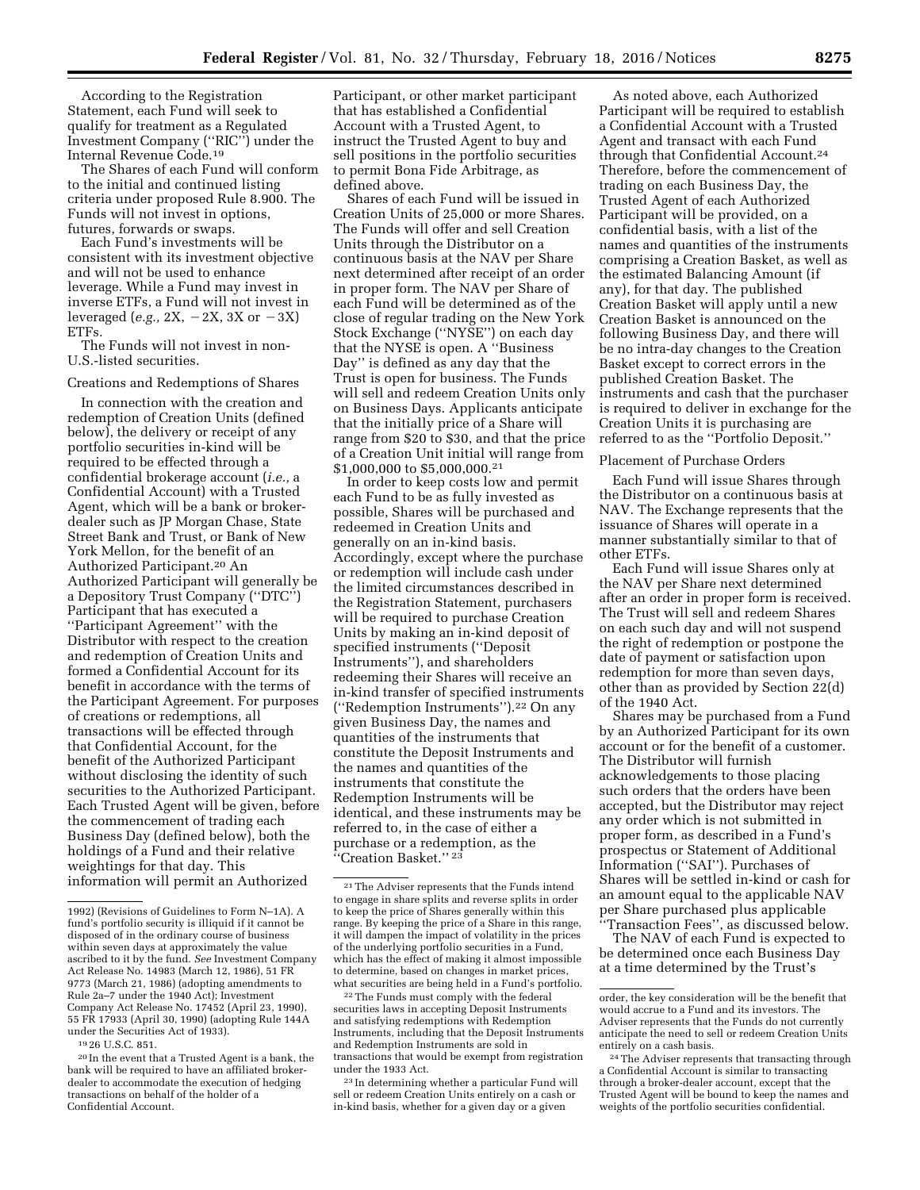According to the Registration Statement, each Fund will seek to qualify for treatment as a Regulated Investment Company (''RIC'') under the Internal Revenue Code.[19]

The Shares of each Fund will conform to the initial and continued listing criteria under proposed Rule 8.900. The Funds will not invest in options, futures, forwards or swaps.

Each Fund's investments will be consistent with its investment objective and will not be used to enhance leverage. While a Fund may invest in inverse ETFs, a Fund will not invest in leveraged (*e.g.,* 2X, −2X, 3X or −3X) ETFs.

The Funds will not invest in non-U.S.-listed securities.

Creations and Redemptions of Shares

In connection with the creation and redemption of Creation Units (defined below), the delivery or receipt of any portfolio securities in-kind will be required to be effected through a confidential brokerage account (*i.e.,* a Confidential Account) with a Trusted Agent, which will be a bank or broker-dealer such as JP Morgan Chase, State Street Bank and Trust, or Bank of New York Mellon, for the benefit of an Authorized Participant.[20] An Authorized Participant will generally be a Depository Trust Company (''DTC'') Participant that has executed a ''Participant Agreement'' with the Distributor with respect to the creation and redemption of Creation Units and formed a Confidential Account for its benefit in accordance with the terms of the Participant Agreement. For purposes of creations or redemptions, all transactions will be effected through that Confidential Account, for the benefit of the Authorized Participant without disclosing the identity of such securities to the Authorized Participant. Each Trusted Agent will be given, before the commencement of trading each Business Day (defined below), both the holdings of a Fund and their relative weightings for that day. This information will permit an Authorized Participant, or other market participant that has established a Confidential Account with a Trusted Agent, to instruct the Trusted Agent to buy and sell positions in the portfolio securities to permit Bona Fide Arbitrage, as defined above.

Shares of each Fund will be issued in Creation Units of 25,000 or more Shares. The Funds will offer and sell Creation Units through the Distributor on a continuous basis at the NAV per Share next determined after receipt of an order in proper form. The NAV per Share of each Fund will be determined as of the close of regular trading on the New York Stock Exchange (''NYSE'') on each day that the NYSE is open. A ''Business Day'' is defined as any day that the Trust is open for business. The Funds will sell and redeem Creation Units only on Business Days. Applicants anticipate that the initially price of a Share will range from $20 to $30, and that the price of a Creation Unit initial will range from $1,000,000 to $5,000,000.[21]

In order to keep costs low and permit each Fund to be as fully invested as possible, Shares will be purchased and redeemed in Creation Units and generally on an in-kind basis. Accordingly, except where the purchase or redemption will include cash under the limited circumstances described in the Registration Statement, purchasers will be required to purchase Creation Units by making an in-kind deposit of specified instruments (''Deposit Instruments''), and shareholders redeeming their Shares will receive an in-kind transfer of specified instruments (''Redemption Instruments'').[22] On any given Business Day, the names and quantities of the instruments that constitute the Deposit Instruments and the names and quantities of the instruments that constitute the Redemption Instruments will be identical, and these instruments may be referred to, in the case of either a purchase or a redemption, as the ''Creation Basket.'' [23]

As noted above, each Authorized Participant will be required to establish a Confidential Account with a Trusted Agent and transact with each Fund through that Confidential Account.[24] Therefore, before the commencement of trading on each Business Day, the Trusted Agent of each Authorized Participant will be provided, on a confidential basis, with a list of the names and quantities of the instruments comprising a Creation Basket, as well as the estimated Balancing Amount (if any), for that day. The published Creation Basket will apply until a new Creation Basket is announced on the following Business Day, and there will be no intra-day changes to the Creation Basket except to correct errors in the published Creation Basket. The instruments and cash that the purchaser is required to deliver in exchange for the Creation Units it is purchasing are referred to as the ''Portfolio Deposit.''

Placement of Purchase Orders

Each Fund will issue Shares through the Distributor on a continuous basis at NAV. The Exchange represents that the issuance of Shares will operate in a manner substantially similar to that of other ETFs.

Each Fund will issue Shares only at the NAV per Share next determined after an order in proper form is received. The Trust will sell and redeem Shares on each such day and will not suspend the right of redemption or postpone the date of payment or satisfaction upon redemption for more than seven days, other than as provided by Section 22(d) of the 1940 Act.

Shares may be purchased from a Fund by an Authorized Participant for its own account or for the benefit of a customer. The Distributor will furnish acknowledgements to those placing such orders that the orders have been accepted, but the Distributor may reject any order which is not submitted in proper form, as described in a Fund's prospectus or Statement of Additional Information (''SAI''). Purchases of Shares will be settled in-kind or cash for an amount equal to the applicable NAV per Share purchased plus applicable ''Transaction Fees'', as discussed below.

The NAV of each Fund is expected to be determined once each Business Day at a time determined by the Trust's

---

1992) (Revisions of Guidelines to Form N–1A). A fund's portfolio security is illiquid if it cannot be disposed of in the ordinary course of business within seven days at approximately the value ascribed to it by the fund. *See* Investment Company Act Release No. 14983 (March 12, 1986), 51 FR 9773 (March 21, 1986) (adopting amendments to Rule 2a–7 under the 1940 Act); Investment Company Act Release No. 17452 (April 23, 1990), 55 FR 17933 (April 30, 1990) (adopting Rule 144A under the Securities Act of 1933).

[19] 26 U.S.C. 851.

[20] In the event that a Trusted Agent is a bank, the bank will be required to have an affiliated broker-dealer to accommodate the execution of hedging transactions on behalf of the holder of a Confidential Account.

[21] The Adviser represents that the Funds intend to engage in share splits and reverse splits in order to keep the price of Shares generally within this range. By keeping the price of a Share in this range, it will dampen the impact of volatility in the prices of the underlying portfolio securities in a Fund, which has the effect of making it almost impossible to determine, based on changes in market prices, what securities are being held in a Fund's portfolio.

[22] The Funds must comply with the federal securities laws in accepting Deposit Instruments and satisfying redemptions with Redemption Instruments, including that the Deposit Instruments and Redemption Instruments are sold in transactions that would be exempt from registration under the 1933 Act.

[23] In determining whether a particular Fund will sell or redeem Creation Units entirely on a cash or in-kind basis, whether for a given day or a given order, the key consideration will be the benefit that would accrue to a Fund and its investors. The Adviser represents that the Funds do not currently anticipate the need to sell or redeem Creation Units entirely on a cash basis.

[24] The Adviser represents that transacting through a Confidential Account is similar to transacting through a broker-dealer account, except that the Trusted Agent will be bound to keep the names and weights of the portfolio securities confidential.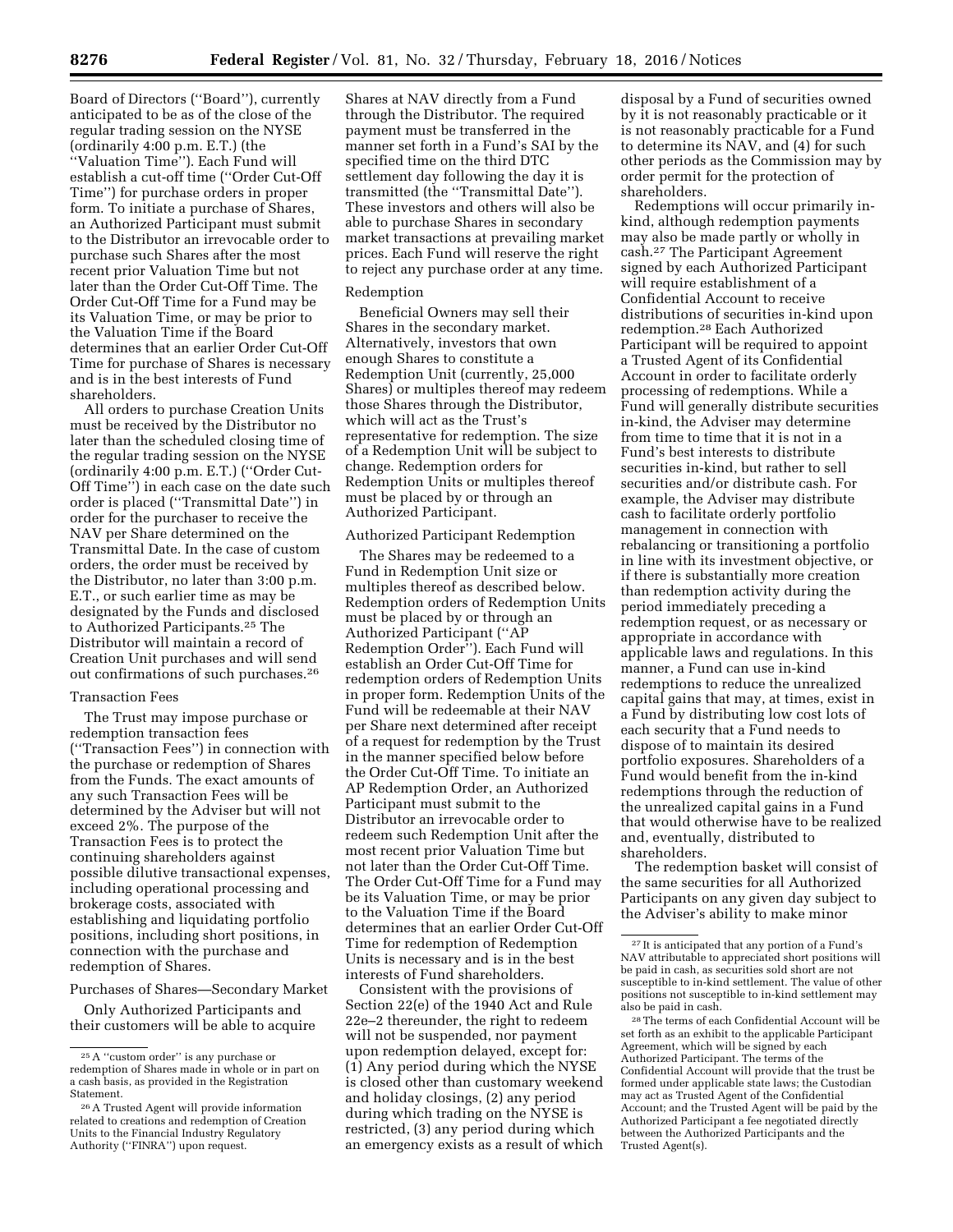Board of Directors (''Board''), currently anticipated to be as of the close of the regular trading session on the NYSE (ordinarily 4:00 p.m. E.T.) (the ''Valuation Time''). Each Fund will establish a cut-off time (''Order Cut-Off Time'') for purchase orders in proper form. To initiate a purchase of Shares, an Authorized Participant must submit to the Distributor an irrevocable order to purchase such Shares after the most recent prior Valuation Time but not later than the Order Cut-Off Time. The Order Cut-Off Time for a Fund may be its Valuation Time, or may be prior to the Valuation Time if the Board determines that an earlier Order Cut-Off Time for purchase of Shares is necessary and is in the best interests of Fund shareholders.

All orders to purchase Creation Units must be received by the Distributor no later than the scheduled closing time of the regular trading session on the NYSE (ordinarily 4:00 p.m. E.T.) (''Order Cut-Off Time'') in each case on the date such order is placed (''Transmittal Date'') in order for the purchaser to receive the NAV per Share determined on the Transmittal Date. In the case of custom orders, the order must be received by the Distributor, no later than 3:00 p.m. E.T., or such earlier time as may be designated by the Funds and disclosed to Authorized Participants.[25] The Distributor will maintain a record of Creation Unit purchases and will send out confirmations of such purchases.[26]

Transaction Fees

The Trust may impose purchase or redemption transaction fees (''Transaction Fees'') in connection with the purchase or redemption of Shares from the Funds. The exact amounts of any such Transaction Fees will be determined by the Adviser but will not exceed 2%. The purpose of the Transaction Fees is to protect the continuing shareholders against possible dilutive transactional expenses, including operational processing and brokerage costs, associated with establishing and liquidating portfolio positions, including short positions, in connection with the purchase and redemption of Shares.

Purchases of Shares—Secondary Market

Only Authorized Participants and their customers will be able to acquire Shares at NAV directly from a Fund through the Distributor. The required payment must be transferred in the manner set forth in a Fund's SAI by the specified time on the third DTC settlement day following the day it is transmitted (the ''Transmittal Date''). These investors and others will also be able to purchase Shares in secondary market transactions at prevailing market prices. Each Fund will reserve the right to reject any purchase order at any time.

Redemption

Beneficial Owners may sell their Shares in the secondary market. Alternatively, investors that own enough Shares to constitute a Redemption Unit (currently, 25,000 Shares) or multiples thereof may redeem those Shares through the Distributor, which will act as the Trust's representative for redemption. The size of a Redemption Unit will be subject to change. Redemption orders for Redemption Units or multiples thereof must be placed by or through an Authorized Participant.

Authorized Participant Redemption

The Shares may be redeemed to a Fund in Redemption Unit size or multiples thereof as described below. Redemption orders of Redemption Units must be placed by or through an Authorized Participant (''AP Redemption Order''). Each Fund will establish an Order Cut-Off Time for redemption orders of Redemption Units in proper form. Redemption Units of the Fund will be redeemable at their NAV per Share next determined after receipt of a request for redemption by the Trust in the manner specified below before the Order Cut-Off Time. To initiate an AP Redemption Order, an Authorized Participant must submit to the Distributor an irrevocable order to redeem such Redemption Unit after the most recent prior Valuation Time but not later than the Order Cut-Off Time. The Order Cut-Off Time for a Fund may be its Valuation Time, or may be prior to the Valuation Time if the Board determines that an earlier Order Cut-Off Time for redemption of Redemption Units is necessary and is in the best interests of Fund shareholders.

Consistent with the provisions of Section 22(e) of the 1940 Act and Rule 22e–2 thereunder, the right to redeem will not be suspended, nor payment upon redemption delayed, except for: (1) Any period during which the NYSE is closed other than customary weekend and holiday closings, (2) any period during which trading on the NYSE is restricted, (3) any period during which an emergency exists as a result of which disposal by a Fund of securities owned by it is not reasonably practicable or it is not reasonably practicable for a Fund to determine its NAV, and (4) for such other periods as the Commission may by order permit for the protection of shareholders.

Redemptions will occur primarily in-kind, although redemption payments may also be made partly or wholly in cash.[27] The Participant Agreement signed by each Authorized Participant will require establishment of a Confidential Account to receive distributions of securities in-kind upon redemption.[28] Each Authorized Participant will be required to appoint a Trusted Agent of its Confidential Account in order to facilitate orderly processing of redemptions. While a Fund will generally distribute securities in-kind, the Adviser may determine from time to time that it is not in a Fund's best interests to distribute securities in-kind, but rather to sell securities and/or distribute cash. For example, the Adviser may distribute cash to facilitate orderly portfolio management in connection with rebalancing or transitioning a portfolio in line with its investment objective, or if there is substantially more creation than redemption activity during the period immediately preceding a redemption request, or as necessary or appropriate in accordance with applicable laws and regulations. In this manner, a Fund can use in-kind redemptions to reduce the unrealized capital gains that may, at times, exist in a Fund by distributing low cost lots of each security that a Fund needs to dispose of to maintain its desired portfolio exposures. Shareholders of a Fund would benefit from the in-kind redemptions through the reduction of the unrealized capital gains in a Fund that would otherwise have to be realized and, eventually, distributed to shareholders.

The redemption basket will consist of the same securities for all Authorized Participants on any given day subject to the Adviser's ability to make minor

[25] A ''custom order'' is any purchase or redemption of Shares made in whole or in part on a cash basis, as provided in the Registration Statement.

[26] A Trusted Agent will provide information related to creations and redemption of Creation Units to the Financial Industry Regulatory Authority (''FINRA'') upon request.

[27] It is anticipated that any portion of a Fund's NAV attributable to appreciated short positions will be paid in cash, as securities sold short are not susceptible to in-kind settlement. The value of other positions not susceptible to in-kind settlement may also be paid in cash.

[28] The terms of each Confidential Account will be set forth as an exhibit to the applicable Participant Agreement, which will be signed by each Authorized Participant. The terms of the Confidential Account will provide that the trust be formed under applicable state laws; the Custodian may act as Trusted Agent of the Confidential Account; and the Trusted Agent will be paid by the Authorized Participant a fee negotiated directly between the Authorized Participants and the Trusted Agent(s).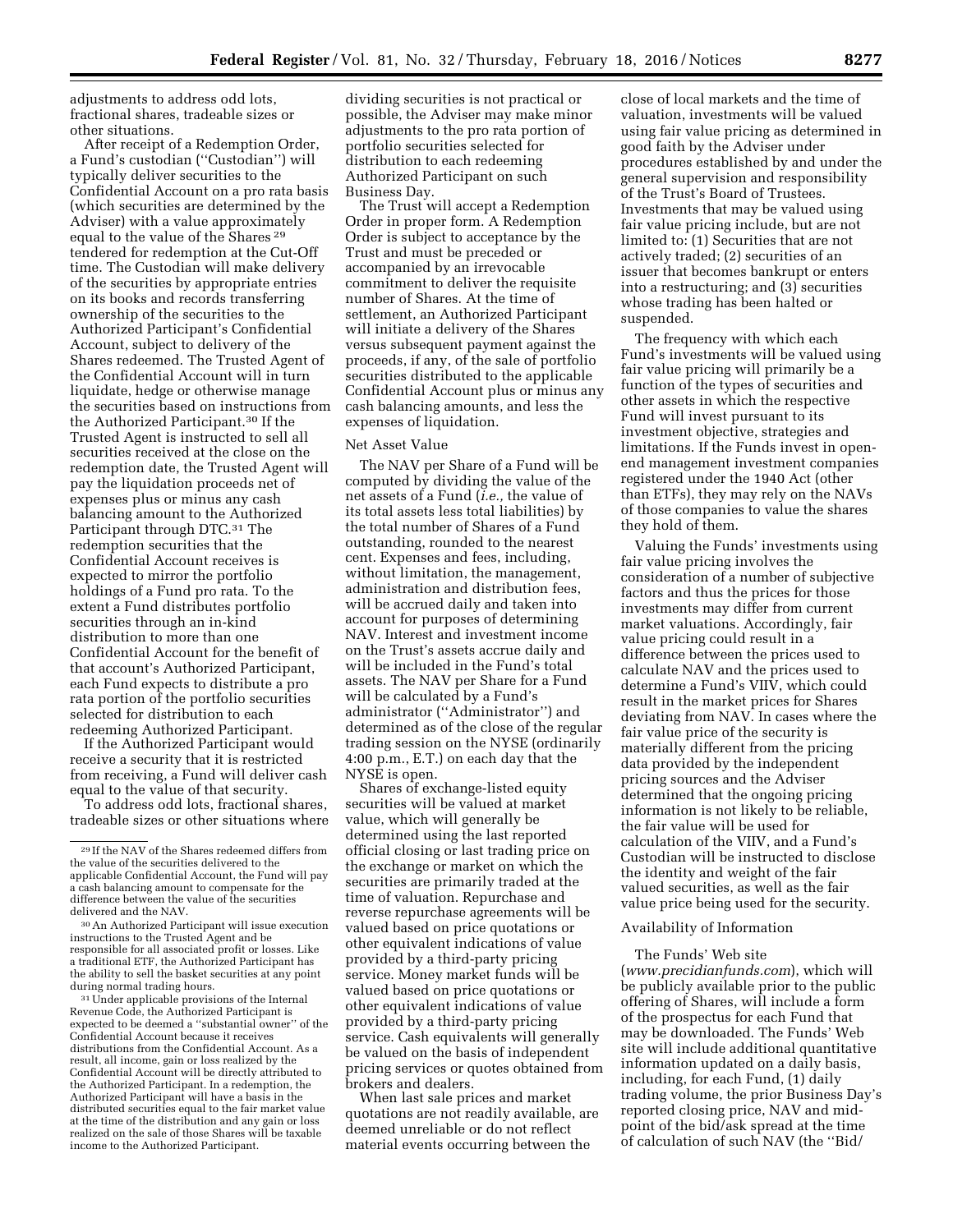adjustments to address odd lots, fractional shares, tradeable sizes or other situations.

After receipt of a Redemption Order, a Fund's custodian ("Custodian") will typically deliver securities to the Confidential Account on a pro rata basis (which securities are determined by the Adviser) with a value approximately equal to the value of the Shares [29] tendered for redemption at the Cut-Off time. The Custodian will make delivery of the securities by appropriate entries on its books and records transferring ownership of the securities to the Authorized Participant's Confidential Account, subject to delivery of the Shares redeemed. The Trusted Agent of the Confidential Account will in turn liquidate, hedge or otherwise manage the securities based on instructions from the Authorized Participant.[30] If the Trusted Agent is instructed to sell all securities received at the close on the redemption date, the Trusted Agent will pay the liquidation proceeds net of expenses plus or minus any cash balancing amount to the Authorized Participant through DTC.[31] The redemption securities that the Confidential Account receives is expected to mirror the portfolio holdings of a Fund pro rata. To the extent a Fund distributes portfolio securities through an in-kind distribution to more than one Confidential Account for the benefit of that account's Authorized Participant, each Fund expects to distribute a pro rata portion of the portfolio securities selected for distribution to each redeeming Authorized Participant.

If the Authorized Participant would receive a security that it is restricted from receiving, a Fund will deliver cash equal to the value of that security.

To address odd lots, fractional shares, tradeable sizes or other situations where dividing securities is not practical or possible, the Adviser may make minor adjustments to the pro rata portion of portfolio securities selected for distribution to each redeeming Authorized Participant on such Business Day.

The Trust will accept a Redemption Order in proper form. A Redemption Order is subject to acceptance by the Trust and must be preceded or accompanied by an irrevocable commitment to deliver the requisite number of Shares. At the time of settlement, an Authorized Participant will initiate a delivery of the Shares versus subsequent payment against the proceeds, if any, of the sale of portfolio securities distributed to the applicable Confidential Account plus or minus any cash balancing amounts, and less the expenses of liquidation.

### Net Asset Value

The NAV per Share of a Fund will be computed by dividing the value of the net assets of a Fund (*i.e.,* the value of its total assets less total liabilities) by the total number of Shares of a Fund outstanding, rounded to the nearest cent. Expenses and fees, including, without limitation, the management, administration and distribution fees, will be accrued daily and taken into account for purposes of determining NAV. Interest and investment income on the Trust's assets accrue daily and will be included in the Fund's total assets. The NAV per Share for a Fund will be calculated by a Fund's administrator ("Administrator") and determined as of the close of the regular trading session on the NYSE (ordinarily 4:00 p.m., E.T.) on each day that the NYSE is open.

Shares of exchange-listed equity securities will be valued at market value, which will generally be determined using the last reported official closing or last trading price on the exchange or market on which the securities are primarily traded at the time of valuation. Repurchase and reverse repurchase agreements will be valued based on price quotations or other equivalent indications of value provided by a third-party pricing service. Money market funds will be valued based on price quotations or other equivalent indications of value provided by a third-party pricing service. Cash equivalents will generally be valued on the basis of independent pricing services or quotes obtained from brokers and dealers.

When last sale prices and market quotations are not readily available, are deemed unreliable or do not reflect material events occurring between the close of local markets and the time of valuation, investments will be valued using fair value pricing as determined in good faith by the Adviser under procedures established by and under the general supervision and responsibility of the Trust's Board of Trustees. Investments that may be valued using fair value pricing include, but are not limited to: (1) Securities that are not actively traded; (2) securities of an issuer that becomes bankrupt or enters into a restructuring; and (3) securities whose trading has been halted or suspended.

The frequency with which each Fund's investments will be valued using fair value pricing will primarily be a function of the types of securities and other assets in which the respective Fund will invest pursuant to its investment objective, strategies and limitations. If the Funds invest in open-end management investment companies registered under the 1940 Act (other than ETFs), they may rely on the NAVs of those companies to value the shares they hold of them.

Valuing the Funds' investments using fair value pricing involves the consideration of a number of subjective factors and thus the prices for those investments may differ from current market valuations. Accordingly, fair value pricing could result in a difference between the prices used to calculate NAV and the prices used to determine a Fund's VIIV, which could result in the market prices for Shares deviating from NAV. In cases where the fair value price of the security is materially different from the pricing data provided by the independent pricing sources and the Adviser determined that the ongoing pricing information is not likely to be reliable, the fair value will be used for calculation of the VIIV, and a Fund's Custodian will be instructed to disclose the identity and weight of the fair valued securities, as well as the fair value price being used for the security.

### Availability of Information

The Funds' Web site (*www.precidianfunds.com*), which will be publicly available prior to the public offering of Shares, will include a form of the prospectus for each Fund that may be downloaded. The Funds' Web site will include additional quantitative information updated on a daily basis, including, for each Fund, (1) daily trading volume, the prior Business Day's reported closing price, NAV and mid-point of the bid/ask spread at the time of calculation of such NAV (the "Bid/

---

[29] If the NAV of the Shares redeemed differs from the value of the securities delivered to the applicable Confidential Account, the Fund will pay a cash balancing amount to compensate for the difference between the value of the securities delivered and the NAV.

[30] An Authorized Participant will issue execution instructions to the Trusted Agent and be responsible for all associated profit or losses. Like a traditional ETF, the Authorized Participant has the ability to sell the basket securities at any point during normal trading hours.

[31] Under applicable provisions of the Internal Revenue Code, the Authorized Participant is expected to be deemed a "substantial owner" of the Confidential Account because it receives distributions from the Confidential Account. As a result, all income, gain or loss realized by the Confidential Account will be directly attributed to the Authorized Participant. In a redemption, the Authorized Participant will have a basis in the distributed securities equal to the fair market value at the time of the distribution and any gain or loss realized on the sale of those Shares will be taxable income to the Authorized Participant.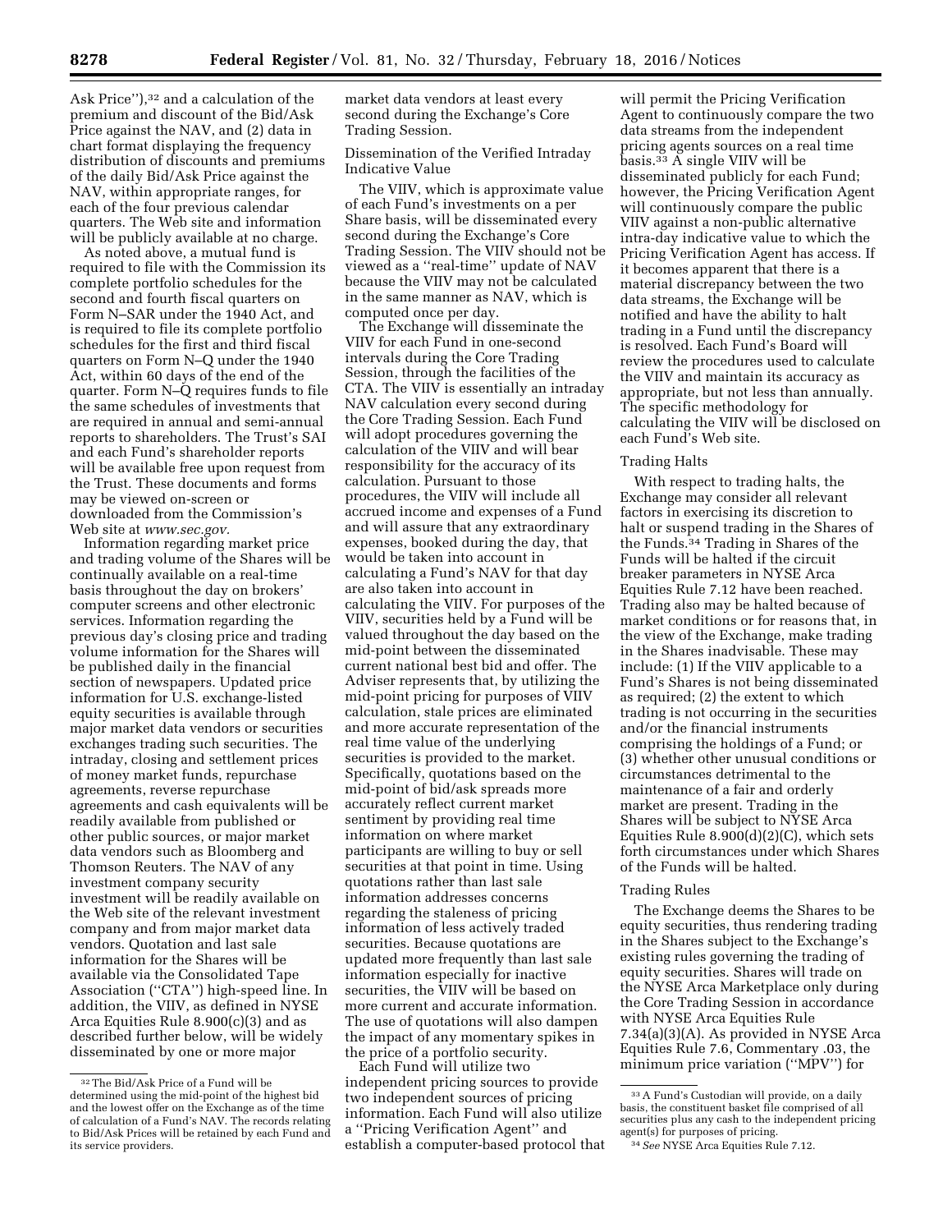Ask Price''),[32] and a calculation of the premium and discount of the Bid/Ask Price against the NAV, and (2) data in chart format displaying the frequency distribution of discounts and premiums of the daily Bid/Ask Price against the NAV, within appropriate ranges, for each of the four previous calendar quarters. The Web site and information will be publicly available at no charge.

As noted above, a mutual fund is required to file with the Commission its complete portfolio schedules for the second and fourth fiscal quarters on Form N–SAR under the 1940 Act, and is required to file its complete portfolio schedules for the first and third fiscal quarters on Form N–Q under the 1940 Act, within 60 days of the end of the quarter. Form N–Q requires funds to file the same schedules of investments that are required in annual and semi-annual reports to shareholders. The Trust's SAI and each Fund's shareholder reports will be available free upon request from the Trust. These documents and forms may be viewed on-screen or downloaded from the Commission's Web site at *www.sec.gov*.

Information regarding market price and trading volume of the Shares will be continually available on a real-time basis throughout the day on brokers' computer screens and other electronic services. Information regarding the previous day's closing price and trading volume information for the Shares will be published daily in the financial section of newspapers. Updated price information for U.S. exchange-listed equity securities is available through major market data vendors or securities exchanges trading such securities. The intraday, closing and settlement prices of money market funds, repurchase agreements, reverse repurchase agreements and cash equivalents will be readily available from published or other public sources, or major market data vendors such as Bloomberg and Thomson Reuters. The NAV of any investment company security investment will be readily available on the Web site of the relevant investment company and from major market data vendors. Quotation and last sale information for the Shares will be available via the Consolidated Tape Association (''CTA'') high-speed line. In addition, the VIIV, as defined in NYSE Arca Equities Rule 8.900(c)(3) and as described further below, will be widely disseminated by one or more major market data vendors at least every second during the Exchange's Core Trading Session.

Dissemination of the Verified Intraday Indicative Value

The VIIV, which is approximate value of each Fund's investments on a per Share basis, will be disseminated every second during the Exchange's Core Trading Session. The VIIV should not be viewed as a ''real-time'' update of NAV because the VIIV may not be calculated in the same manner as NAV, which is computed once per day.

The Exchange will disseminate the VIIV for each Fund in one-second intervals during the Core Trading Session, through the facilities of the CTA. The VIIV is essentially an intraday NAV calculation every second during the Core Trading Session. Each Fund will adopt procedures governing the calculation of the VIIV and will bear responsibility for the accuracy of its calculation. Pursuant to those procedures, the VIIV will include all accrued income and expenses of a Fund and will assure that any extraordinary expenses, booked during the day, that would be taken into account in calculating a Fund's NAV for that day are also taken into account in calculating the VIIV. For purposes of the VIIV, securities held by a Fund will be valued throughout the day based on the mid-point between the disseminated current national best bid and offer. The Adviser represents that, by utilizing the mid-point pricing for purposes of VIIV calculation, stale prices are eliminated and more accurate representation of the real time value of the underlying securities is provided to the market. Specifically, quotations based on the mid-point of bid/ask spreads more accurately reflect current market sentiment by providing real time information on where market participants are willing to buy or sell securities at that point in time. Using quotations rather than last sale information addresses concerns regarding the staleness of pricing information of less actively traded securities. Because quotations are updated more frequently than last sale information especially for inactive securities, the VIIV will be based on more current and accurate information. The use of quotations will also dampen the impact of any momentary spikes in the price of a portfolio security.

Each Fund will utilize two independent pricing sources to provide two independent sources of pricing information. Each Fund will also utilize a ''Pricing Verification Agent'' and establish a computer-based protocol that will permit the Pricing Verification Agent to continuously compare the two data streams from the independent pricing agents sources on a real time basis.[33] A single VIIV will be disseminated publicly for each Fund; however, the Pricing Verification Agent will continuously compare the public VIIV against a non-public alternative intra-day indicative value to which the Pricing Verification Agent has access. If it becomes apparent that there is a material discrepancy between the two data streams, the Exchange will be notified and have the ability to halt trading in a Fund until the discrepancy is resolved. Each Fund's Board will review the procedures used to calculate the VIIV and maintain its accuracy as appropriate, but not less than annually. The specific methodology for calculating the VIIV will be disclosed on each Fund's Web site.

Trading Halts

With respect to trading halts, the Exchange may consider all relevant factors in exercising its discretion to halt or suspend trading in the Shares of the Funds.[34] Trading in Shares of the Funds will be halted if the circuit breaker parameters in NYSE Arca Equities Rule 7.12 have been reached. Trading also may be halted because of market conditions or for reasons that, in the view of the Exchange, make trading in the Shares inadvisable. These may include: (1) If the VIIV applicable to a Fund's Shares is not being disseminated as required; (2) the extent to which trading is not occurring in the securities and/or the financial instruments comprising the holdings of a Fund; or (3) whether other unusual conditions or circumstances detrimental to the maintenance of a fair and orderly market are present. Trading in the Shares will be subject to NYSE Arca Equities Rule 8.900(d)(2)(C), which sets forth circumstances under which Shares of the Funds will be halted.

Trading Rules

The Exchange deems the Shares to be equity securities, thus rendering trading in the Shares subject to the Exchange's existing rules governing the trading of equity securities. Shares will trade on the NYSE Arca Marketplace only during the Core Trading Session in accordance with NYSE Arca Equities Rule 7.34(a)(3)(A). As provided in NYSE Arca Equities Rule 7.6, Commentary .03, the minimum price variation (''MPV'') for

---

[32] The Bid/Ask Price of a Fund will be determined using the mid-point of the highest bid and the lowest offer on the Exchange as of the time of calculation of a Fund's NAV. The records relating to Bid/Ask Prices will be retained by each Fund and its service providers.

[33] A Fund's Custodian will provide, on a daily basis, the constituent basket file comprised of all securities plus any cash to the independent pricing agent(s) for purposes of pricing.

[34] *See* NYSE Arca Equities Rule 7.12.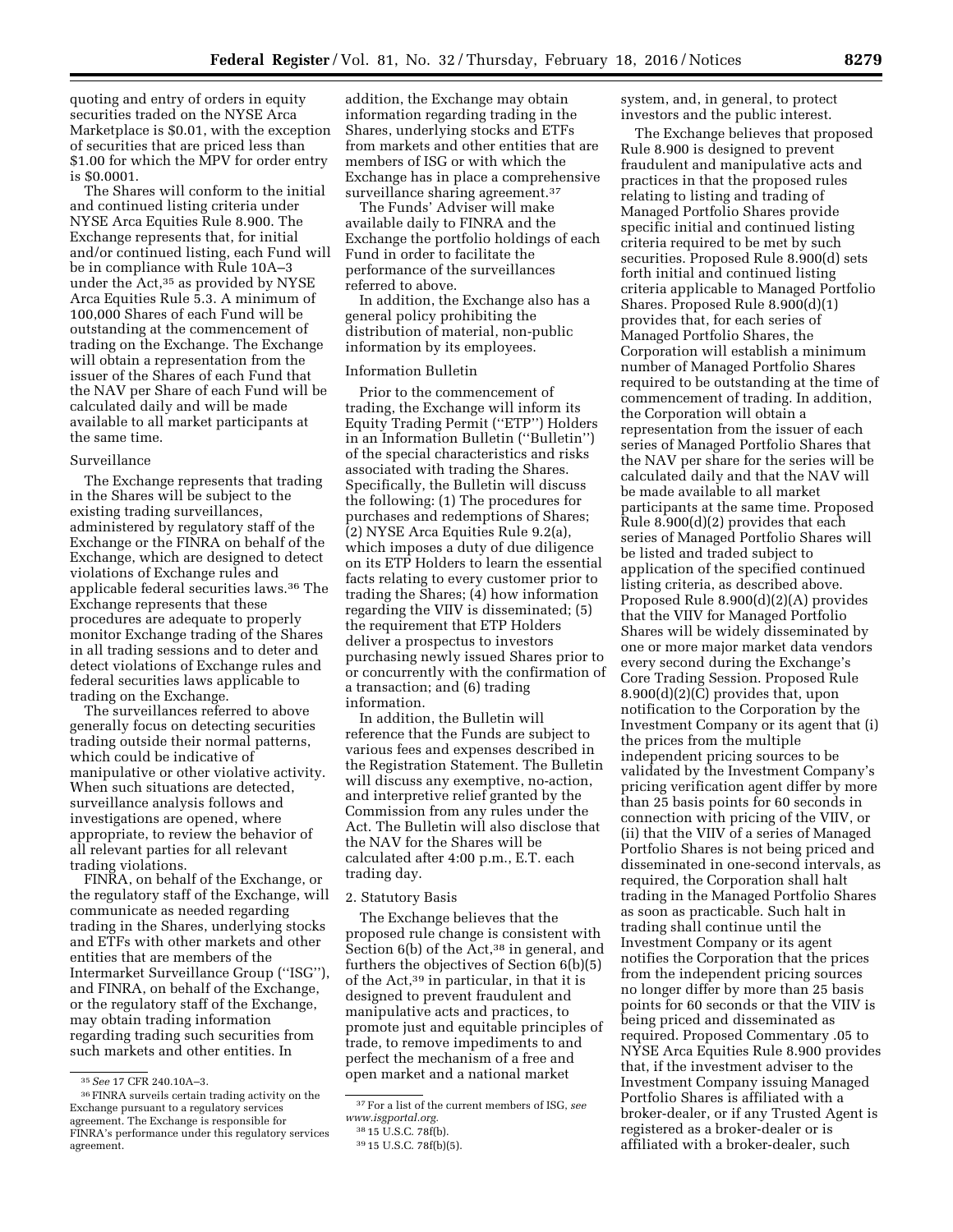quoting and entry of orders in equity securities traded on the NYSE Arca Marketplace is $0.01, with the exception of securities that are priced less than $1.00 for which the MPV for order entry is $0.0001.

The Shares will conform to the initial and continued listing criteria under NYSE Arca Equities Rule 8.900. The Exchange represents that, for initial and/or continued listing, each Fund will be in compliance with Rule 10A–3 under the Act,[35] as provided by NYSE Arca Equities Rule 5.3. A minimum of 100,000 Shares of each Fund will be outstanding at the commencement of trading on the Exchange. The Exchange will obtain a representation from the issuer of the Shares of each Fund that the NAV per Share of each Fund will be calculated daily and will be made available to all market participants at the same time.

Surveillance

The Exchange represents that trading in the Shares will be subject to the existing trading surveillances, administered by regulatory staff of the Exchange or the FINRA on behalf of the Exchange, which are designed to detect violations of Exchange rules and applicable federal securities laws.[36] The Exchange represents that these procedures are adequate to properly monitor Exchange trading of the Shares in all trading sessions and to deter and detect violations of Exchange rules and federal securities laws applicable to trading on the Exchange.

The surveillances referred to above generally focus on detecting securities trading outside their normal patterns, which could be indicative of manipulative or other violative activity. When such situations are detected, surveillance analysis follows and investigations are opened, where appropriate, to review the behavior of all relevant parties for all relevant trading violations.

FINRA, on behalf of the Exchange, or the regulatory staff of the Exchange, will communicate as needed regarding trading in the Shares, underlying stocks and ETFs with other markets and other entities that are members of the Intermarket Surveillance Group (''ISG''), and FINRA, on behalf of the Exchange, or the regulatory staff of the Exchange, may obtain trading information regarding trading such securities from such markets and other entities. In addition, the Exchange may obtain information regarding trading in the Shares, underlying stocks and ETFs from markets and other entities that are members of ISG or with which the Exchange has in place a comprehensive surveillance sharing agreement.[37]

The Funds' Adviser will make available daily to FINRA and the Exchange the portfolio holdings of each Fund in order to facilitate the performance of the surveillances referred to above.

In addition, the Exchange also has a general policy prohibiting the distribution of material, non-public information by its employees.

Information Bulletin

Prior to the commencement of trading, the Exchange will inform its Equity Trading Permit (''ETP'') Holders in an Information Bulletin (''Bulletin'') of the special characteristics and risks associated with trading the Shares. Specifically, the Bulletin will discuss the following: (1) The procedures for purchases and redemptions of Shares; (2) NYSE Arca Equities Rule 9.2(a), which imposes a duty of due diligence on its ETP Holders to learn the essential facts relating to every customer prior to trading the Shares; (4) how information regarding the VIIV is disseminated; (5) the requirement that ETP Holders deliver a prospectus to investors purchasing newly issued Shares prior to or concurrently with the confirmation of a transaction; and (6) trading information.

In addition, the Bulletin will reference that the Funds are subject to various fees and expenses described in the Registration Statement. The Bulletin will discuss any exemptive, no-action, and interpretive relief granted by the Commission from any rules under the Act. The Bulletin will also disclose that the NAV for the Shares will be calculated after 4:00 p.m., E.T. each trading day.

2. Statutory Basis

The Exchange believes that the proposed rule change is consistent with Section 6(b) of the Act,[38] in general, and furthers the objectives of Section 6(b)(5) of the Act,[39] in particular, in that it is designed to prevent fraudulent and manipulative acts and practices, to promote just and equitable principles of trade, to remove impediments to and perfect the mechanism of a free and open market and a national market system, and, in general, to protect investors and the public interest.

The Exchange believes that proposed Rule 8.900 is designed to prevent fraudulent and manipulative acts and practices in that the proposed rules relating to listing and trading of Managed Portfolio Shares provide specific initial and continued listing criteria required to be met by such securities. Proposed Rule 8.900(d) sets forth initial and continued listing criteria applicable to Managed Portfolio Shares. Proposed Rule 8.900(d)(1) provides that, for each series of Managed Portfolio Shares, the Corporation will establish a minimum number of Managed Portfolio Shares required to be outstanding at the time of commencement of trading. In addition, the Corporation will obtain a representation from the issuer of each series of Managed Portfolio Shares that the NAV per share for the series will be calculated daily and that the NAV will be made available to all market participants at the same time. Proposed Rule 8.900(d)(2) provides that each series of Managed Portfolio Shares will be listed and traded subject to application of the specified continued listing criteria, as described above. Proposed Rule 8.900(d)(2)(A) provides that the VIIV for Managed Portfolio Shares will be widely disseminated by one or more major market data vendors every second during the Exchange's Core Trading Session. Proposed Rule 8.900(d)(2)(C) provides that, upon notification to the Corporation by the Investment Company or its agent that (i) the prices from the multiple independent pricing sources to be validated by the Investment Company's pricing verification agent differ by more than 25 basis points for 60 seconds in connection with pricing of the VIIV, or (ii) that the VIIV of a series of Managed Portfolio Shares is not being priced and disseminated in one-second intervals, as required, the Corporation shall halt trading in the Managed Portfolio Shares as soon as practicable. Such halt in trading shall continue until the Investment Company or its agent notifies the Corporation that the prices from the independent pricing sources no longer differ by more than 25 basis points for 60 seconds or that the VIIV is being priced and disseminated as required. Proposed Commentary .05 to NYSE Arca Equities Rule 8.900 provides that, if the investment adviser to the Investment Company issuing Managed Portfolio Shares is affiliated with a broker-dealer, or if any Trusted Agent is registered as a broker-dealer or is affiliated with a broker-dealer, such

---

[35] *See* 17 CFR 240.10A–3.

[36] FINRA surveils certain trading activity on the Exchange pursuant to a regulatory services agreement. The Exchange is responsible for FINRA's performance under this regulatory services agreement.

[37] For a list of the current members of ISG, *see www.isgportal.org.*

[38] 15 U.S.C. 78f(b).

[39] 15 U.S.C. 78f(b)(5).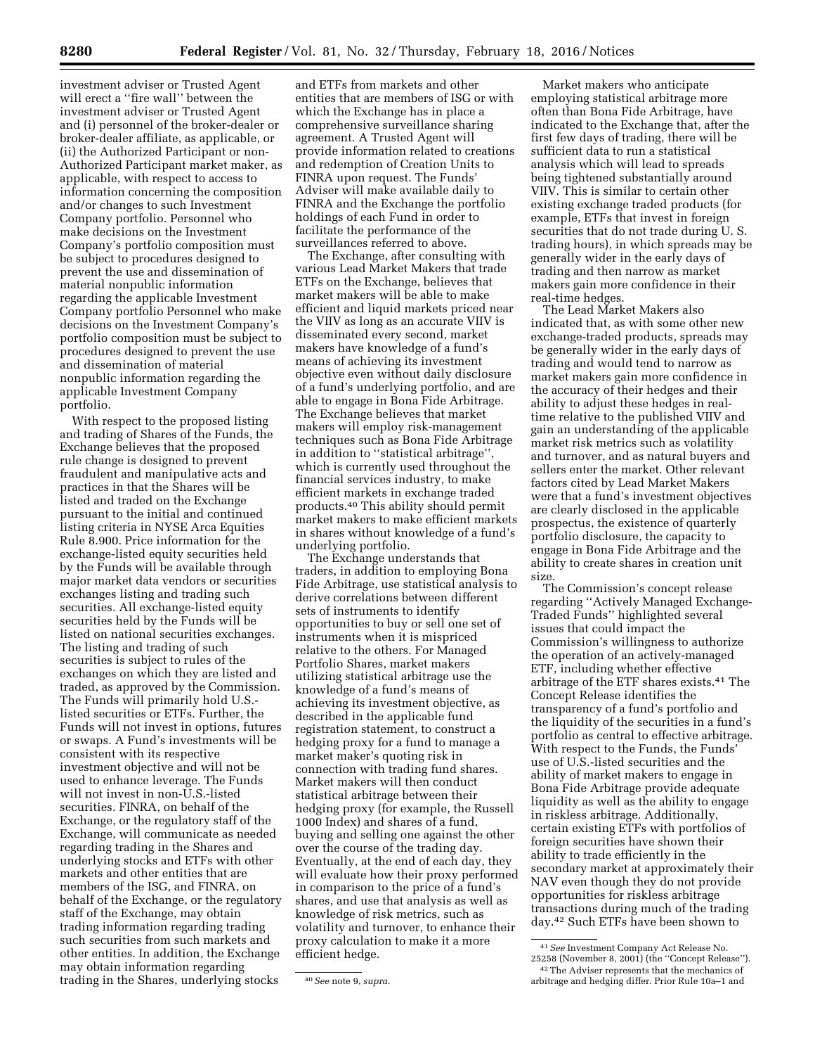investment adviser or Trusted Agent will erect a ''fire wall'' between the investment adviser or Trusted Agent and (i) personnel of the broker-dealer or broker-dealer affiliate, as applicable, or (ii) the Authorized Participant or non-Authorized Participant market maker, as applicable, with respect to access to information concerning the composition and/or changes to such Investment Company portfolio. Personnel who make decisions on the Investment Company's portfolio composition must be subject to procedures designed to prevent the use and dissemination of material nonpublic information regarding the applicable Investment Company portfolio Personnel who make decisions on the Investment Company's portfolio composition must be subject to procedures designed to prevent the use and dissemination of material nonpublic information regarding the applicable Investment Company portfolio.

With respect to the proposed listing and trading of Shares of the Funds, the Exchange believes that the proposed rule change is designed to prevent fraudulent and manipulative acts and practices in that the Shares will be listed and traded on the Exchange pursuant to the initial and continued listing criteria in NYSE Arca Equities Rule 8.900. Price information for the exchange-listed equity securities held by the Funds will be available through major market data vendors or securities exchanges listing and trading such securities. All exchange-listed equity securities held by the Funds will be listed on national securities exchanges. The listing and trading of such securities is subject to rules of the exchanges on which they are listed and traded, as approved by the Commission. The Funds will primarily hold U.S.-listed securities or ETFs. Further, the Funds will not invest in options, futures or swaps. A Fund's investments will be consistent with its respective investment objective and will not be used to enhance leverage. The Funds will not invest in non-U.S.-listed securities. FINRA, on behalf of the Exchange, or the regulatory staff of the Exchange, will communicate as needed regarding trading in the Shares and underlying stocks and ETFs with other markets and other entities that are members of the ISG, and FINRA, on behalf of the Exchange, or the regulatory staff of the Exchange, may obtain trading information regarding trading such securities from such markets and other entities. In addition, the Exchange may obtain information regarding trading in the Shares, underlying stocks and ETFs from markets and other entities that are members of ISG or with which the Exchange has in place a comprehensive surveillance sharing agreement. A Trusted Agent will provide information related to creations and redemption of Creation Units to FINRA upon request. The Funds' Adviser will make available daily to FINRA and the Exchange the portfolio holdings of each Fund in order to facilitate the performance of the surveillances referred to above.

The Exchange, after consulting with various Lead Market Makers that trade ETFs on the Exchange, believes that market makers will be able to make efficient and liquid markets priced near the VIIV as long as an accurate VIIV is disseminated every second, market makers have knowledge of a fund's means of achieving its investment objective even without daily disclosure of a fund's underlying portfolio, and are able to engage in Bona Fide Arbitrage. The Exchange believes that market makers will employ risk-management techniques such as Bona Fide Arbitrage in addition to ''statistical arbitrage'', which is currently used throughout the financial services industry, to make efficient markets in exchange traded products.[40] This ability should permit market makers to make efficient markets in shares without knowledge of a fund's underlying portfolio.

The Exchange understands that traders, in addition to employing Bona Fide Arbitrage, use statistical analysis to derive correlations between different sets of instruments to identify opportunities to buy or sell one set of instruments when it is mispriced relative to the others. For Managed Portfolio Shares, market makers utilizing statistical arbitrage use the knowledge of a fund's means of achieving its investment objective, as described in the applicable fund registration statement, to construct a hedging proxy for a fund to manage a market maker's quoting risk in connection with trading fund shares. Market makers will then conduct statistical arbitrage between their hedging proxy (for example, the Russell 1000 Index) and shares of a fund, buying and selling one against the other over the course of the trading day. Eventually, at the end of each day, they will evaluate how their proxy performed in comparison to the price of a fund's shares, and use that analysis as well as knowledge of risk metrics, such as volatility and turnover, to enhance their proxy calculation to make it a more efficient hedge.

Market makers who anticipate employing statistical arbitrage more often than Bona Fide Arbitrage, have indicated to the Exchange that, after the first few days of trading, there will be sufficient data to run a statistical analysis which will lead to spreads being tightened substantially around VIIV. This is similar to certain other existing exchange traded products (for example, ETFs that invest in foreign securities that do not trade during U. S. trading hours), in which spreads may be generally wider in the early days of trading and then narrow as market makers gain more confidence in their real-time hedges.

The Lead Market Makers also indicated that, as with some other new exchange-traded products, spreads may be generally wider in the early days of trading and would tend to narrow as market makers gain more confidence in the accuracy of their hedges and their ability to adjust these hedges in real-time relative to the published VIIV and gain an understanding of the applicable market risk metrics such as volatility and turnover, and as natural buyers and sellers enter the market. Other relevant factors cited by Lead Market Makers were that a fund's investment objectives are clearly disclosed in the applicable prospectus, the existence of quarterly portfolio disclosure, the capacity to engage in Bona Fide Arbitrage and the ability to create shares in creation unit size.

The Commission's concept release regarding ''Actively Managed Exchange-Traded Funds'' highlighted several issues that could impact the Commission's willingness to authorize the operation of an actively-managed ETF, including whether effective arbitrage of the ETF shares exists.[41] The Concept Release identifies the transparency of a fund's portfolio and the liquidity of the securities in a fund's portfolio as central to effective arbitrage. With respect to the Funds, the Funds' use of U.S.-listed securities and the ability of market makers to engage in Bona Fide Arbitrage provide adequate liquidity as well as the ability to engage in riskless arbitrage. Additionally, certain existing ETFs with portfolios of foreign securities have shown their ability to trade efficiently in the secondary market at approximately their NAV even though they do not provide opportunities for riskless arbitrage transactions during much of the trading day.[42] Such ETFs have been shown to

[40] *See* note 9, *supra.*

[41] *See* Investment Company Act Release No. 25258 (November 8, 2001) (the ''Concept Release'').

[42] The Adviser represents that the mechanics of arbitrage and hedging differ. Prior Rule 10a–1 and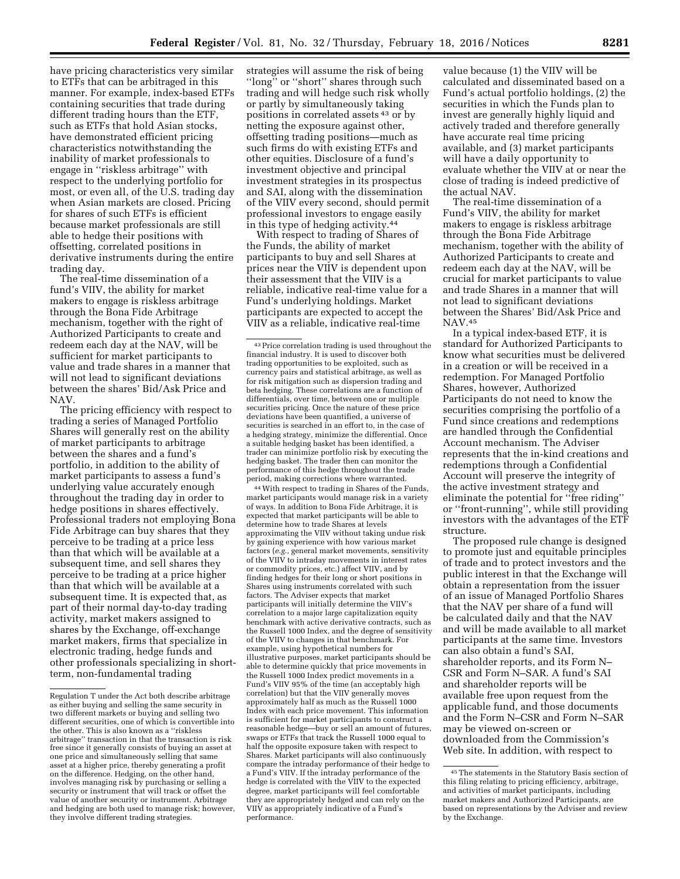have pricing characteristics very similar to ETFs that can be arbitraged in this manner. For example, index-based ETFs containing securities that trade during different trading hours than the ETF, such as ETFs that hold Asian stocks, have demonstrated efficient pricing characteristics notwithstanding the inability of market professionals to engage in ''riskless arbitrage'' with respect to the underlying portfolio for most, or even all, of the U.S. trading day when Asian markets are closed. Pricing for shares of such ETFs is efficient because market professionals are still able to hedge their positions with offsetting, correlated positions in derivative instruments during the entire trading day.

The real-time dissemination of a fund's VIIV, the ability for market makers to engage is riskless arbitrage through the Bona Fide Arbitrage mechanism, together with the right of Authorized Participants to create and redeem each day at the NAV, will be sufficient for market participants to value and trade shares in a manner that will not lead to significant deviations between the shares' Bid/Ask Price and NAV.

The pricing efficiency with respect to trading a series of Managed Portfolio Shares will generally rest on the ability of market participants to arbitrage between the shares and a fund's portfolio, in addition to the ability of market participants to assess a fund's underlying value accurately enough throughout the trading day in order to hedge positions in shares effectively. Professional traders not employing Bona Fide Arbitrage can buy shares that they perceive to be trading at a price less than that which will be available at a subsequent time, and sell shares they perceive to be trading at a price higher than that which will be available at a subsequent time. It is expected that, as part of their normal day-to-day trading activity, market makers assigned to shares by the Exchange, off-exchange market makers, firms that specialize in electronic trading, hedge funds and other professionals specializing in short-term, non-fundamental trading strategies will assume the risk of being ''long'' or ''short'' shares through such trading and will hedge such risk wholly or partly by simultaneously taking positions in correlated assets [43] or by netting the exposure against other, offsetting trading positions—much as such firms do with existing ETFs and other equities. Disclosure of a fund's investment objective and principal investment strategies in its prospectus and SAI, along with the dissemination of the VIIV every second, should permit professional investors to engage easily in this type of hedging activity.[44]

With respect to trading of Shares of the Funds, the ability of market participants to buy and sell Shares at prices near the VIIV is dependent upon their assessment that the VIIV is a reliable, indicative real-time value for a Fund's underlying holdings. Market participants are expected to accept the VIIV as a reliable, indicative real-time value because (1) the VIIV will be calculated and disseminated based on a Fund's actual portfolio holdings, (2) the securities in which the Funds plan to invest are generally highly liquid and actively traded and therefore generally have accurate real time pricing available, and (3) market participants will have a daily opportunity to evaluate whether the VIIV at or near the close of trading is indeed predictive of the actual NAV.

The real-time dissemination of a Fund's VIIV, the ability for market makers to engage is riskless arbitrage through the Bona Fide Arbitrage mechanism, together with the ability of Authorized Participants to create and redeem each day at the NAV, will be crucial for market participants to value and trade Shares in a manner that will not lead to significant deviations between the Shares' Bid/Ask Price and NAV.[45]

In a typical index-based ETF, it is standard for Authorized Participants to know what securities must be delivered in a creation or will be received in a redemption. For Managed Portfolio Shares, however, Authorized Participants do not need to know the securities comprising the portfolio of a Fund since creations and redemptions are handled through the Confidential Account mechanism. The Adviser represents that the in-kind creations and redemptions through a Confidential Account will preserve the integrity of the active investment strategy and eliminate the potential for ''free riding'' or ''front-running'', while still providing investors with the advantages of the ETF structure.

The proposed rule change is designed to promote just and equitable principles of trade and to protect investors and the public interest in that the Exchange will obtain a representation from the issuer of an issue of Managed Portfolio Shares that the NAV per share of a fund will be calculated daily and that the NAV and will be made available to all market participants at the same time. Investors can also obtain a fund's SAI, shareholder reports, and its Form N–CSR and Form N–SAR. A fund's SAI and shareholder reports will be available free upon request from the applicable fund, and those documents and the Form N–CSR and Form N–SAR may be viewed on-screen or downloaded from the Commission's Web site. In addition, with respect to

---

Regulation T under the Act both describe arbitrage as either buying and selling the same security in two different markets or buying and selling two different securities, one of which is convertible into the other. This is also known as a ''riskless arbitrage'' transaction in that the transaction is risk free since it generally consists of buying an asset at one price and simultaneously selling that same asset at a higher price, thereby generating a profit on the difference. Hedging, on the other hand, involves managing risk by purchasing or selling a security or instrument that will track or offset the value of another security or instrument. Arbitrage and hedging are both used to manage risk; however, they involve different trading strategies.

[43] Price correlation trading is used throughout the financial industry. It is used to discover both trading opportunities to be exploited, such as currency pairs and statistical arbitrage, as well as for risk mitigation such as dispersion trading and beta hedging. These correlations are a function of differentials, over time, between one or multiple securities pricing. Once the nature of these price deviations have been quantified, a universe of securities is searched in an effort to, in the case of a hedging strategy, minimize the differential. Once a suitable hedging basket has been identified, a trader can minimize portfolio risk by executing the hedging basket. The trader then can monitor the performance of this hedge throughout the trade period, making corrections where warranted.

[44] With respect to trading in Shares of the Funds, market participants would manage risk in a variety of ways. In addition to Bona Fide Arbitrage, it is expected that market participants will be able to determine how to trade Shares at levels approximating the VIIV without taking undue risk by gaining experience with how various market factors (*e.g.,* general market movements, sensitivity of the VIIV to intraday movements in interest rates or commodity prices, etc.) affect VIIV, and by finding hedges for their long or short positions in Shares using instruments correlated with such factors. The Adviser expects that market participants will initially determine the VIIV's correlation to a major large capitalization equity benchmark with active derivative contracts, such as the Russell 1000 Index, and the degree of sensitivity of the VIIV to changes in that benchmark. For example, using hypothetical numbers for illustrative purposes, market participants should be able to determine quickly that price movements in the Russell 1000 Index predict movements in a Fund's VIIV 95% of the time (an acceptably high correlation) but that the VIIV generally moves approximately half as much as the Russell 1000 Index with each price movement. This information is sufficient for market participants to construct a reasonable hedge—buy or sell an amount of futures, swaps or ETFs that track the Russell 1000 equal to half the opposite exposure taken with respect to Shares. Market participants will also continuously compare the intraday performance of their hedge to a Fund's VIIV. If the intraday performance of the hedge is correlated with the VIIV to the expected degree, market participants will feel comfortable they are appropriately hedged and can rely on the VIIV as appropriately indicative of a Fund's performance.

[45] The statements in the Statutory Basis section of this filing relating to pricing efficiency, arbitrage, and activities of market participants, including market makers and Authorized Participants, are based on representations by the Adviser and review by the Exchange.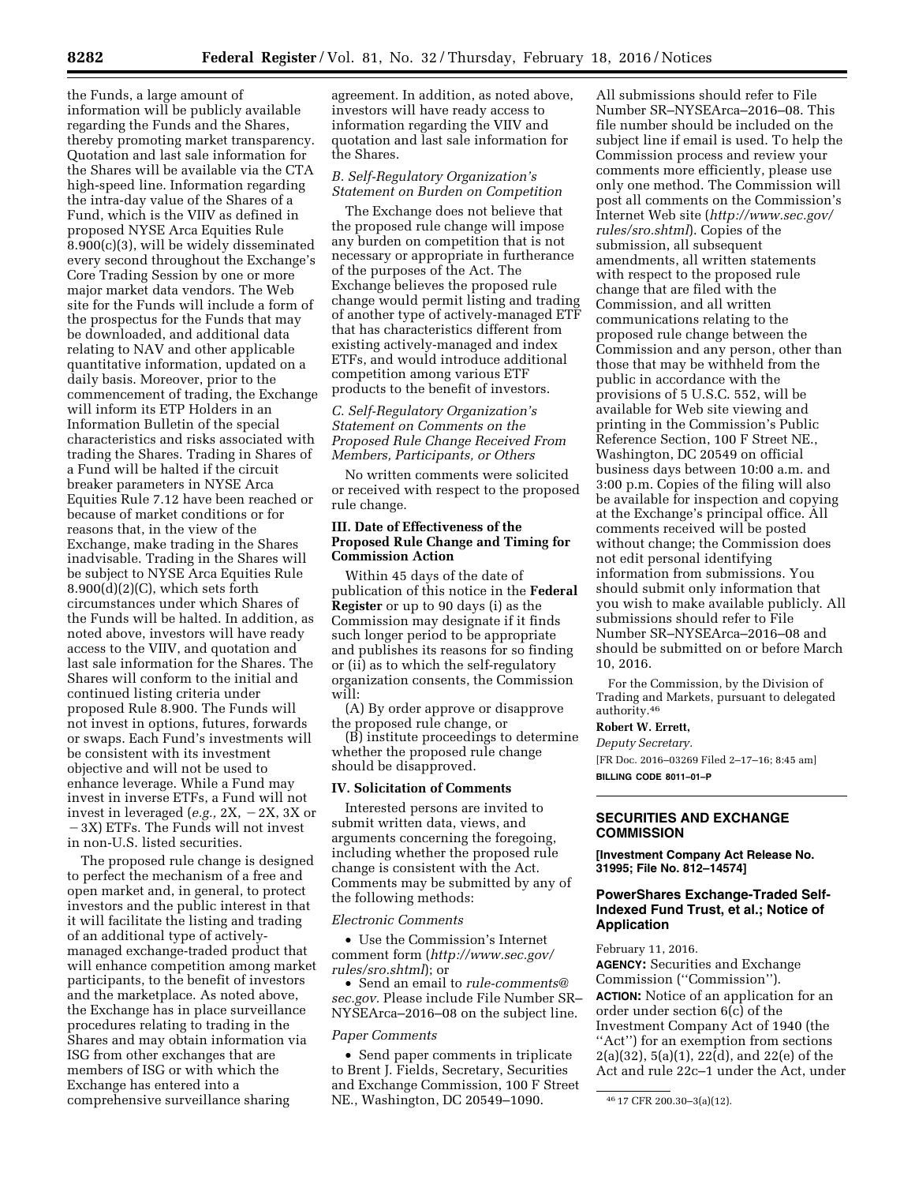the Funds, a large amount of information will be publicly available regarding the Funds and the Shares, thereby promoting market transparency. Quotation and last sale information for the Shares will be available via the CTA high-speed line. Information regarding the intra-day value of the Shares of a Fund, which is the VIIV as defined in proposed NYSE Arca Equities Rule 8.900(c)(3), will be widely disseminated every second throughout the Exchange's Core Trading Session by one or more major market data vendors. The Web site for the Funds will include a form of the prospectus for the Funds that may be downloaded, and additional data relating to NAV and other applicable quantitative information, updated on a daily basis. Moreover, prior to the commencement of trading, the Exchange will inform its ETP Holders in an Information Bulletin of the special characteristics and risks associated with trading the Shares. Trading in Shares of a Fund will be halted if the circuit breaker parameters in NYSE Arca Equities Rule 7.12 have been reached or because of market conditions or for reasons that, in the view of the Exchange, make trading in the Shares inadvisable. Trading in the Shares will be subject to NYSE Arca Equities Rule 8.900(d)(2)(C), which sets forth circumstances under which Shares of the Funds will be halted. In addition, as noted above, investors will have ready access to the VIIV, and quotation and last sale information for the Shares. The Shares will conform to the initial and continued listing criteria under proposed Rule 8.900. The Funds will not invest in options, futures, forwards or swaps. Each Fund's investments will be consistent with its investment objective and will not be used to enhance leverage. While a Fund may invest in inverse ETFs, a Fund will not invest in leveraged (*e.g.,* 2X, −2X, 3X or −3X) ETFs. The Funds will not invest in non-U.S. listed securities.

The proposed rule change is designed to perfect the mechanism of a free and open market and, in general, to protect investors and the public interest in that it will facilitate the listing and trading of an additional type of actively-managed exchange-traded product that will enhance competition among market participants, to the benefit of investors and the marketplace. As noted above, the Exchange has in place surveillance procedures relating to trading in the Shares and may obtain information via ISG from other exchanges that are members of ISG or with which the Exchange has entered into a comprehensive surveillance sharing agreement. In addition, as noted above, investors will have ready access to information regarding the VIIV and quotation and last sale information for the Shares.

### *B. Self-Regulatory Organization's Statement on Burden on Competition*

The Exchange does not believe that the proposed rule change will impose any burden on competition that is not necessary or appropriate in furtherance of the purposes of the Act. The Exchange believes the proposed rule change would permit listing and trading of another type of actively-managed ETF that has characteristics different from existing actively-managed and index ETFs, and would introduce additional competition among various ETF products to the benefit of investors.

### *C. Self-Regulatory Organization's Statement on Comments on the Proposed Rule Change Received From Members, Participants, or Others*

No written comments were solicited or received with respect to the proposed rule change.

## III. Date of Effectiveness of the Proposed Rule Change and Timing for Commission Action

Within 45 days of the date of publication of this notice in the **Federal Register** or up to 90 days (i) as the Commission may designate if it finds such longer period to be appropriate and publishes its reasons for so finding or (ii) as to which the self-regulatory organization consents, the Commission will:

(A) By order approve or disapprove the proposed rule change, or

(B) institute proceedings to determine whether the proposed rule change should be disapproved.

## IV. Solicitation of Comments

Interested persons are invited to submit written data, views, and arguments concerning the foregoing, including whether the proposed rule change is consistent with the Act. Comments may be submitted by any of the following methods:

*Electronic Comments*

- Use the Commission's Internet comment form (*http://www.sec.gov/rules/sro.shtml*); or
- Send an email to *rule-comments@sec.gov.* Please include File Number SR–NYSEArca–2016–08 on the subject line.

*Paper Comments*

- Send paper comments in triplicate to Brent J. Fields, Secretary, Securities and Exchange Commission, 100 F Street NE., Washington, DC 20549–1090.

All submissions should refer to File Number SR–NYSEArca–2016–08. This file number should be included on the subject line if email is used. To help the Commission process and review your comments more efficiently, please use only one method. The Commission will post all comments on the Commission's Internet Web site (*http://www.sec.gov/rules/sro.shtml*). Copies of the submission, all subsequent amendments, all written statements with respect to the proposed rule change that are filed with the Commission, and all written communications relating to the proposed rule change between the Commission and any person, other than those that may be withheld from the public in accordance with the provisions of 5 U.S.C. 552, will be available for Web site viewing and printing in the Commission's Public Reference Section, 100 F Street NE., Washington, DC 20549 on official business days between 10:00 a.m. and 3:00 p.m. Copies of the filing will also be available for inspection and copying at the Exchange's principal office. All comments received will be posted without change; the Commission does not edit personal identifying information from submissions. You should submit only information that you wish to make available publicly. All submissions should refer to File Number SR–NYSEArca–2016–08 and should be submitted on or before March 10, 2016.

For the Commission, by the Division of Trading and Markets, pursuant to delegated authority.[46]

**Robert W. Errett,**

*Deputy Secretary.*

[FR Doc. 2016–03269 Filed 2–17–16; 8:45 am]

**BILLING CODE 8011–01–P**

---

## SECURITIES AND EXCHANGE COMMISSION

**[Investment Company Act Release No. 31995; File No. 812–14574]**

## PowerShares Exchange-Traded Self-Indexed Fund Trust, et al.; Notice of Application

February 11, 2016.

**AGENCY:** Securities and Exchange Commission ("Commission").

**ACTION:** Notice of an application for an order under section 6(c) of the Investment Company Act of 1940 (the "Act") for an exemption from sections 2(a)(32), 5(a)(1), 22(d), and 22(e) of the Act and rule 22c–1 under the Act, under

---

[46] 17 CFR 200.30–3(a)(12).